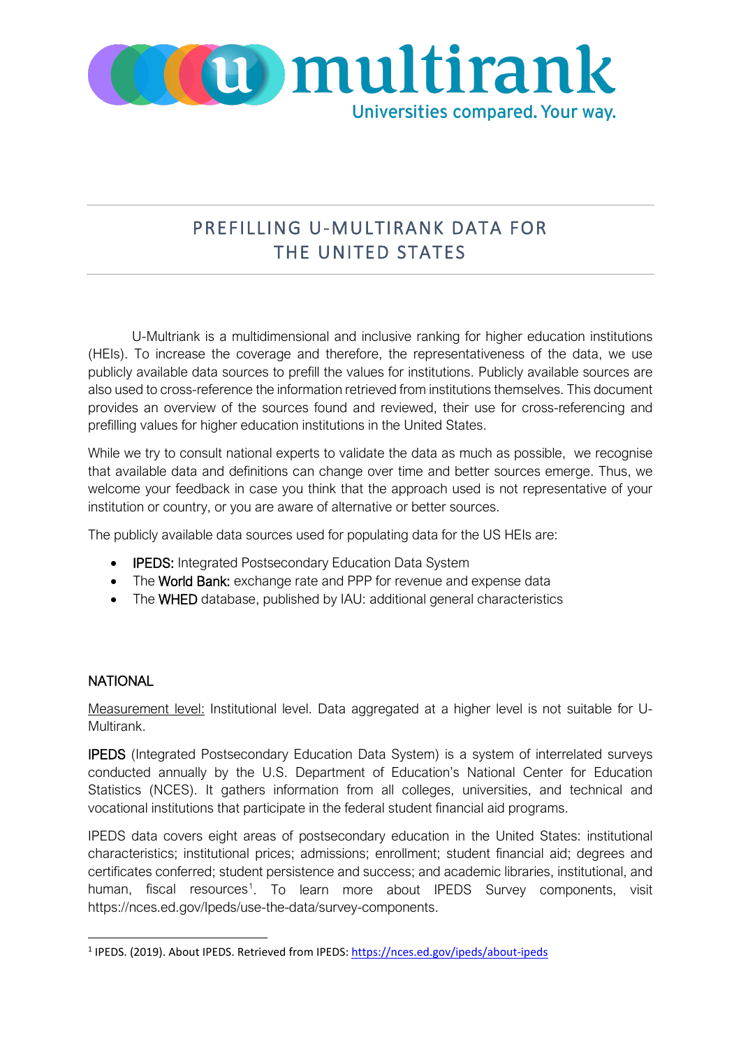# PREFILLING U-MULTIRANK DATA FOR THE UNITED STATES

U-Multriank is a multidimensional and inclusive ranking for higher education institutions (HEIs). To increase the coverage and therefore, the representativeness of the data, we use publicly available data sources to prefill the values for institutions. Publicly available sources are also used to cross-reference the information retrieved from institutions themselves. This document provides an overview of the sources found and reviewed, their use for cross-referencing and prefilling values for higher education institutions in the United States.

While we try to consult national experts to validate the data as much as possible, we recognise that available data and definitions can change over time and better sources emerge. Thus, we welcome your feedback in case you think that the approach used is not representative of your institution or country, or you are aware of alternative or better sources.

The publicly available data sources used for populating data for the US HEIs are:

- **IPEDS:** Integrated Postsecondary Education Data System
- The **World Bank:** exchange rate and PPP for revenue and expense data
- The **WHED** database, published by IAU: additional general characteristics

## NATIONAL

Measurement level: Institutional level. Data aggregated at a higher level is not suitable for U-Multirank.

**IPEDS** (Integrated Postsecondary Education Data System) is a system of interrelated surveys conducted annually by the U.S. Department of Education's National Center for Education Statistics (NCES). It gathers information from all colleges, universities, and technical and vocational institutions that participate in the federal student financial aid programs.

IPEDS data covers eight areas of postsecondary education in the United States: institutional characteristics; institutional prices; admissions; enrollment; student financial aid; degrees and certificates conferred; student persistence and success; and academic libraries, institutional, and human, fiscal resources[1]. To learn more about IPEDS Survey components, visit https://nces.ed.gov/Ipeds/use-the-data/survey-components.

[1] IPEDS. (2019). About IPEDS. Retrieved from IPEDS: https://nces.ed.gov/ipeds/about-ipeds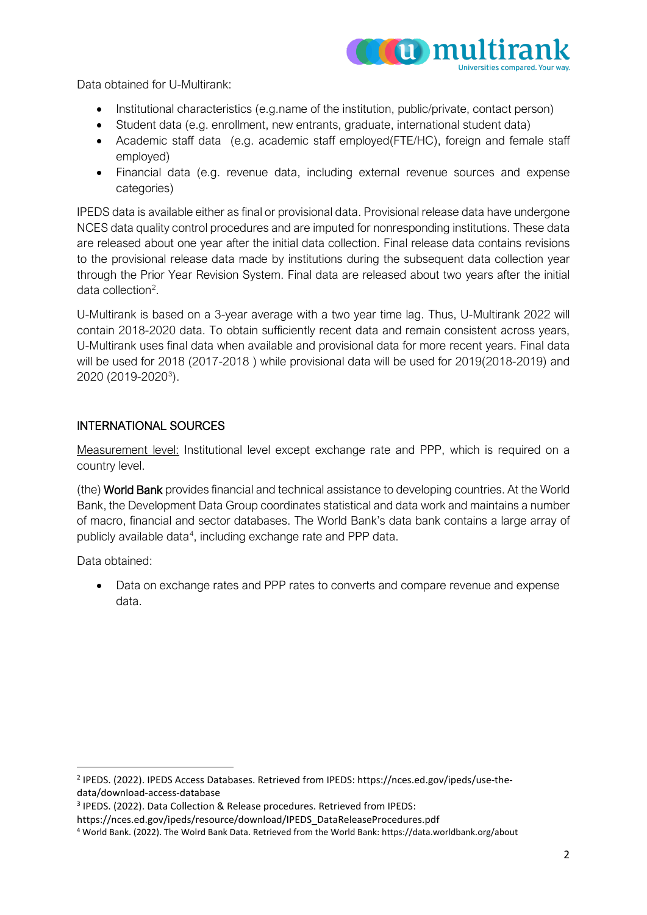Data obtained for U-Multirank:

- Institutional characteristics (e.g.name of the institution, public/private, contact person)
- Student data (e.g. enrollment, new entrants, graduate, international student data)
- Academic staff data (e.g. academic staff employed(FTE/HC), foreign and female staff employed)
- Financial data (e.g. revenue data, including external revenue sources and expense categories)

IPEDS data is available either as final or provisional data. Provisional release data have undergone NCES data quality control procedures and are imputed for nonresponding institutions. These data are released about one year after the initial data collection. Final release data contains revisions to the provisional release data made by institutions during the subsequent data collection year through the Prior Year Revision System. Final data are released about two years after the initial data collection[2].

U-Multirank is based on a 3-year average with a two year time lag. Thus, U-Multirank 2022 will contain 2018-2020 data. To obtain sufficiently recent data and remain consistent across years, U-Multirank uses final data when available and provisional data for more recent years. Final data will be used for 2018 (2017-2018 ) while provisional data will be used for 2019(2018-2019) and 2020 (2019-2020[3]).

## INTERNATIONAL SOURCES

Measurement level: Institutional level except exchange rate and PPP, which is required on a country level.

(the) World Bank provides financial and technical assistance to developing countries. At the World Bank, the Development Data Group coordinates statistical and data work and maintains a number of macro, financial and sector databases. The World Bank's data bank contains a large array of publicly available data[4], including exchange rate and PPP data.

Data obtained:

- Data on exchange rates and PPP rates to converts and compare revenue and expense data.

---

[2] IPEDS. (2022). IPEDS Access Databases. Retrieved from IPEDS: https://nces.ed.gov/ipeds/use-the-data/download-access-database

[3] IPEDS. (2022). Data Collection & Release procedures. Retrieved from IPEDS: https://nces.ed.gov/ipeds/resource/download/IPEDS_DataReleaseProcedures.pdf

[4] World Bank. (2022). The Wolrd Bank Data. Retrieved from the World Bank: https://data.worldbank.org/about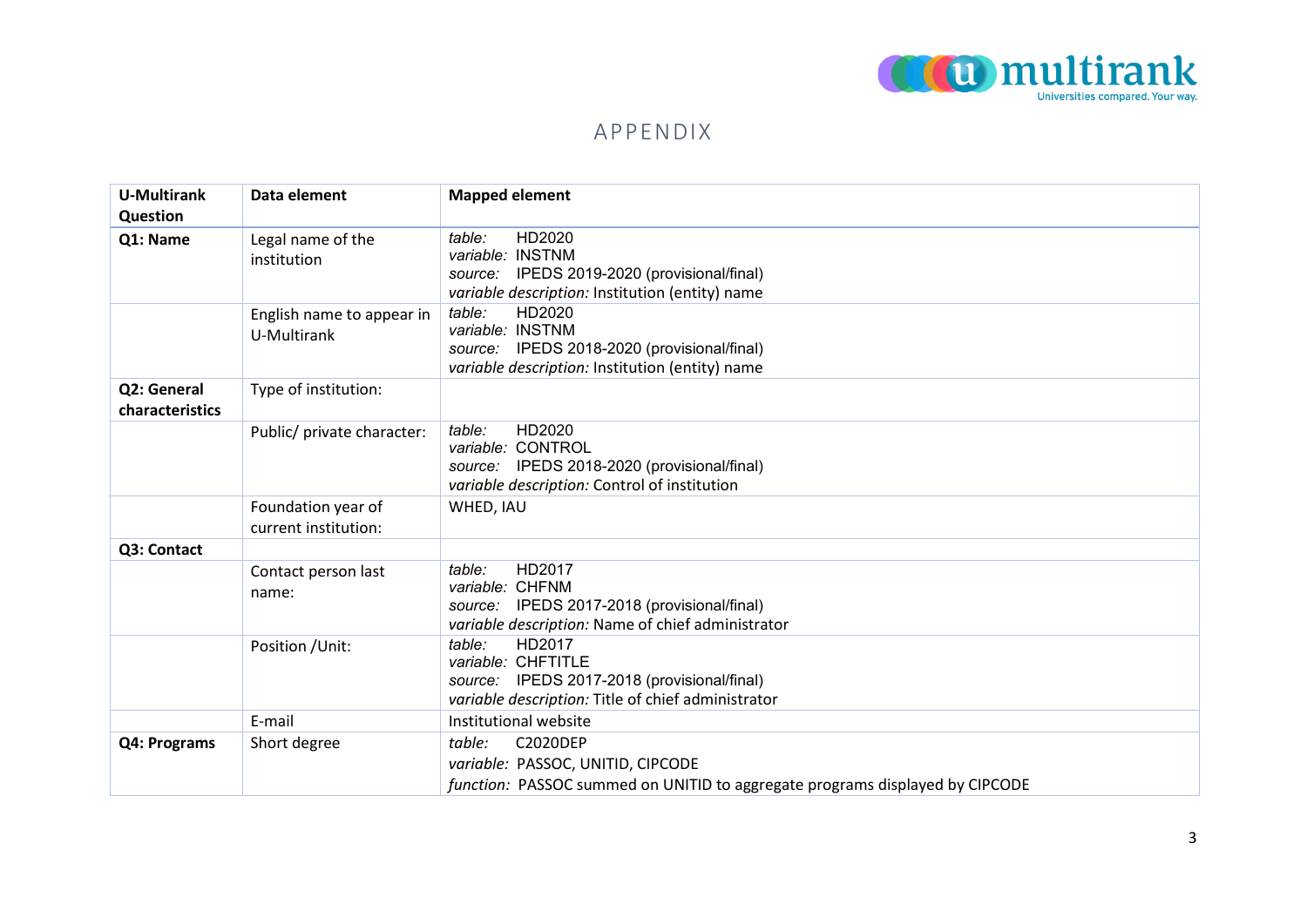# APPENDIX

| U-Multirank Question | Data element | Mapped element |
| --- | --- | --- |
| **Q1: Name** | Legal name of the institution | *table:* HD2020<br>*variable:* INSTNM<br>*source:* IPEDS 2019-2020 (provisional/final)<br>*variable description:* Institution (entity) name |
| | English name to appear in U-Multirank | *table:* HD2020<br>*variable:* INSTNM<br>*source:* IPEDS 2018-2020 (provisional/final)<br>*variable description:* Institution (entity) name |
| **Q2: General characteristics** | Type of institution: | |
| | Public/ private character: | *table:* HD2020<br>*variable:* CONTROL<br>*source:* IPEDS 2018-2020 (provisional/final)<br>*variable description:* Control of institution |
| | Foundation year of current institution: | WHED, IAU |
| **Q3: Contact** | | |
| | Contact person last name: | *table:* HD2017<br>*variable:* CHFNM<br>*source:* IPEDS 2017-2018 (provisional/final)<br>*variable description:* Name of chief administrator |
| | Position /Unit: | *table:* HD2017<br>*variable:* CHFTITLE<br>*source:* IPEDS 2017-2018 (provisional/final)<br>*variable description:* Title of chief administrator |
| | E-mail | Institutional website |
| **Q4: Programs** | Short degree | *table:* C2020DEP<br>*variable:* PASSOC, UNITID, CIPCODE<br>*function:* PASSOC summed on UNITID to aggregate programs displayed by CIPCODE |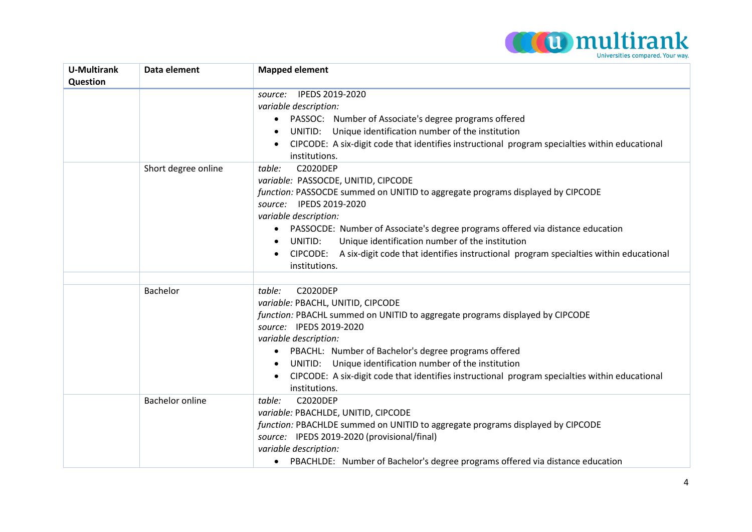| U-Multirank Question | Data element | Mapped element |
|---|---|---|
| | | *source:* IPEDS 2019-2020<br>*variable description:*<br>• PASSOC: Number of Associate's degree programs offered<br>• UNITID: Unique identification number of the institution<br>• CIPCODE: A six-digit code that identifies instructional program specialties within educational institutions. |
| | Short degree online | *table:* C2020DEP<br>*variable:* PASSOCDE, UNITID, CIPCODE<br>*function:* PASSOCDE summed on UNITID to aggregate programs displayed by CIPCODE<br>*source:* IPEDS 2019-2020<br>*variable description:*<br>• PASSOCDE: Number of Associate's degree programs offered via distance education<br>• UNITID: Unique identification number of the institution<br>• CIPCODE: A six-digit code that identifies instructional program specialties within educational institutions. |
| | | |
| | Bachelor | *table:* C2020DEP<br>*variable:* PBACHL, UNITID, CIPCODE<br>*function:* PBACHL summed on UNITID to aggregate programs displayed by CIPCODE<br>*source:* IPEDS 2019-2020<br>*variable description:*<br>• PBACHL: Number of Bachelor's degree programs offered<br>• UNITID: Unique identification number of the institution<br>• CIPCODE: A six-digit code that identifies instructional program specialties within educational institutions. |
| | Bachelor online | *table:* C2020DEP<br>*variable:* PBACHLDE, UNITID, CIPCODE<br>*function:* PBACHLDE summed on UNITID to aggregate programs displayed by CIPCODE<br>*source:* IPEDS 2019-2020 (provisional/final)<br>*variable description:*<br>• PBACHLDE: Number of Bachelor's degree programs offered via distance education |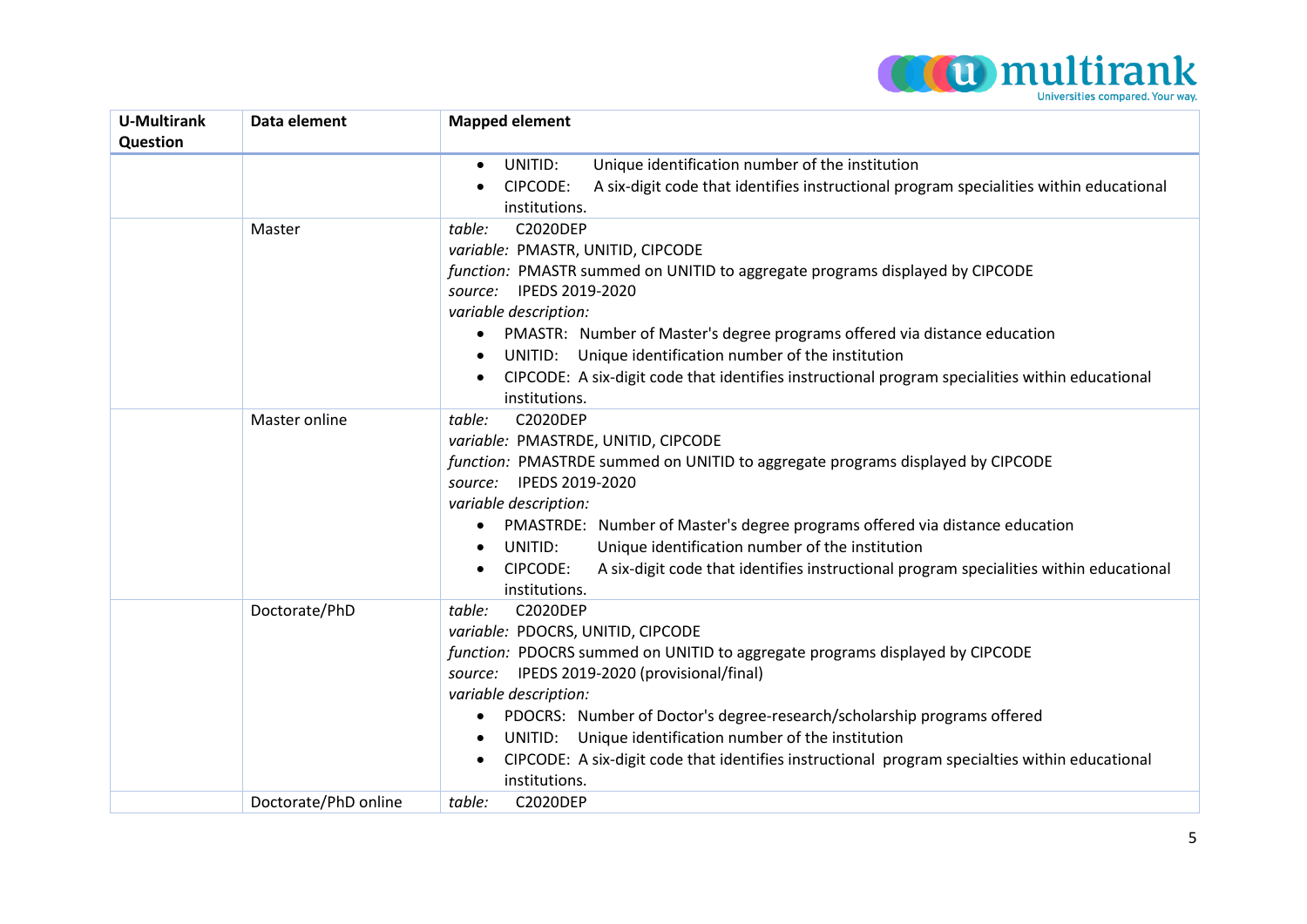| U-Multirank Question | Data element | Mapped element |
|---|---|---|
| | | • UNITID: Unique identification number of the institution<br>• CIPCODE: A six-digit code that identifies instructional program specialities within educational institutions. |
| | Master | *table:* C2020DEP<br>*variable:* PMASTR, UNITID, CIPCODE<br>*function:* PMASTR summed on UNITID to aggregate programs displayed by CIPCODE<br>*source:* IPEDS 2019-2020<br>*variable description:*<br>• PMASTR: Number of Master's degree programs offered via distance education<br>• UNITID: Unique identification number of the institution<br>• CIPCODE: A six-digit code that identifies instructional program specialities within educational institutions. |
| | Master online | *table:* C2020DEP<br>*variable:* PMASTRDE, UNITID, CIPCODE<br>*function:* PMASTRDE summed on UNITID to aggregate programs displayed by CIPCODE<br>*source:* IPEDS 2019-2020<br>*variable description:*<br>• PMASTRDE: Number of Master's degree programs offered via distance education<br>• UNITID: Unique identification number of the institution<br>• CIPCODE: A six-digit code that identifies instructional program specialities within educational institutions. |
| | Doctorate/PhD | *table:* C2020DEP<br>*variable:* PDOCRS, UNITID, CIPCODE<br>*function:* PDOCRS summed on UNITID to aggregate programs displayed by CIPCODE<br>*source:* IPEDS 2019-2020 (provisional/final)<br>*variable description:*<br>• PDOCRS: Number of Doctor's degree-research/scholarship programs offered<br>• UNITID: Unique identification number of the institution<br>• CIPCODE: A six-digit code that identifies instructional program specialties within educational institutions. |
| | Doctorate/PhD online | *table:* C2020DEP |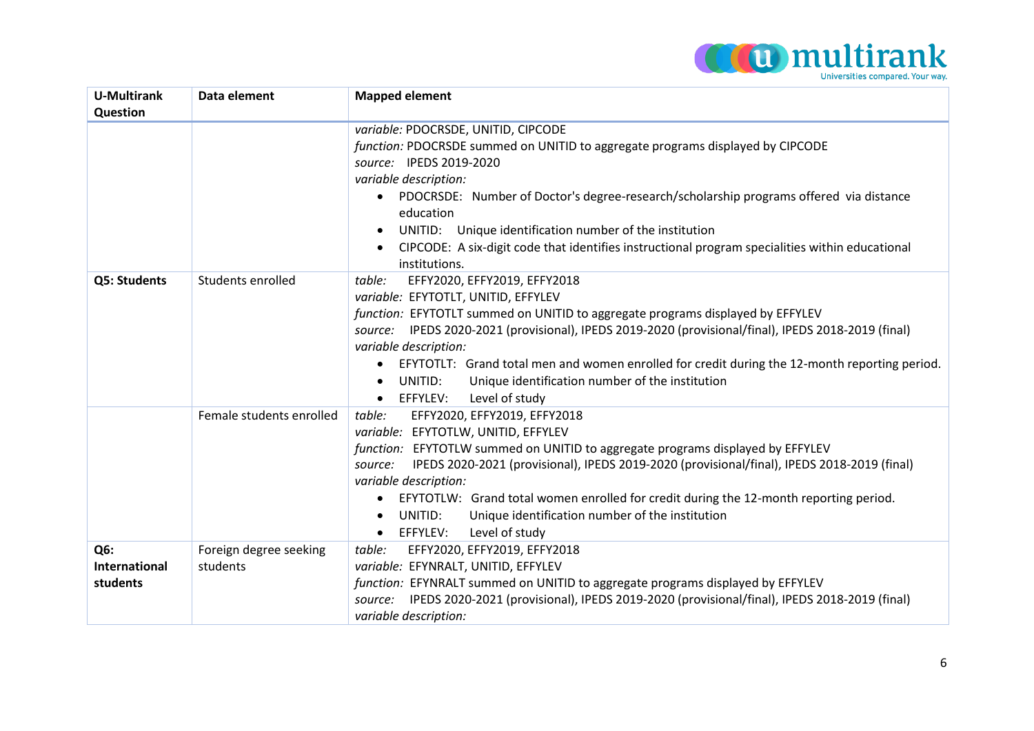| U-Multirank Question | Data element | Mapped element |
|---|---|---|
| | | *variable:* PDOCRSDE, UNITID, CIPCODE<br>*function:* PDOCRSDE summed on UNITID to aggregate programs displayed by CIPCODE<br>*source:* IPEDS 2019-2020<br>*variable description:*<br>• PDOCRSDE: Number of Doctor's degree-research/scholarship programs offered via distance education<br>• UNITID: Unique identification number of the institution<br>• CIPCODE: A six-digit code that identifies instructional program specialities within educational institutions. |
| **Q5: Students** | Students enrolled | *table:* EFFY2020, EFFY2019, EFFY2018<br>*variable:* EFYTOTLT, UNITID, EFFYLEV<br>*function:* EFYTOTLT summed on UNITID to aggregate programs displayed by EFFYLEV<br>*source:* IPEDS 2020-2021 (provisional), IPEDS 2019-2020 (provisional/final), IPEDS 2018-2019 (final)<br>*variable description:*<br>• EFYTOTLT: Grand total men and women enrolled for credit during the 12-month reporting period.<br>• UNITID: Unique identification number of the institution<br>• EFFYLEV: Level of study |
| | Female students enrolled | *table:* EFFY2020, EFFY2019, EFFY2018<br>*variable:* EFYTOTLW, UNITID, EFFYLEV<br>*function:* EFYTOTLW summed on UNITID to aggregate programs displayed by EFFYLEV<br>*source:* IPEDS 2020-2021 (provisional), IPEDS 2019-2020 (provisional/final), IPEDS 2018-2019 (final)<br>*variable description:*<br>• EFYTOTLW: Grand total women enrolled for credit during the 12-month reporting period.<br>• UNITID: Unique identification number of the institution<br>• EFFYLEV: Level of study |
| **Q6: International students** | Foreign degree seeking students | *table:* EFFY2020, EFFY2019, EFFY2018<br>*variable:* EFYNRALT, UNITID, EFFYLEV<br>*function:* EFYNRALT summed on UNITID to aggregate programs displayed by EFFYLEV<br>*source:* IPEDS 2020-2021 (provisional), IPEDS 2019-2020 (provisional/final), IPEDS 2018-2019 (final)<br>*variable description:* |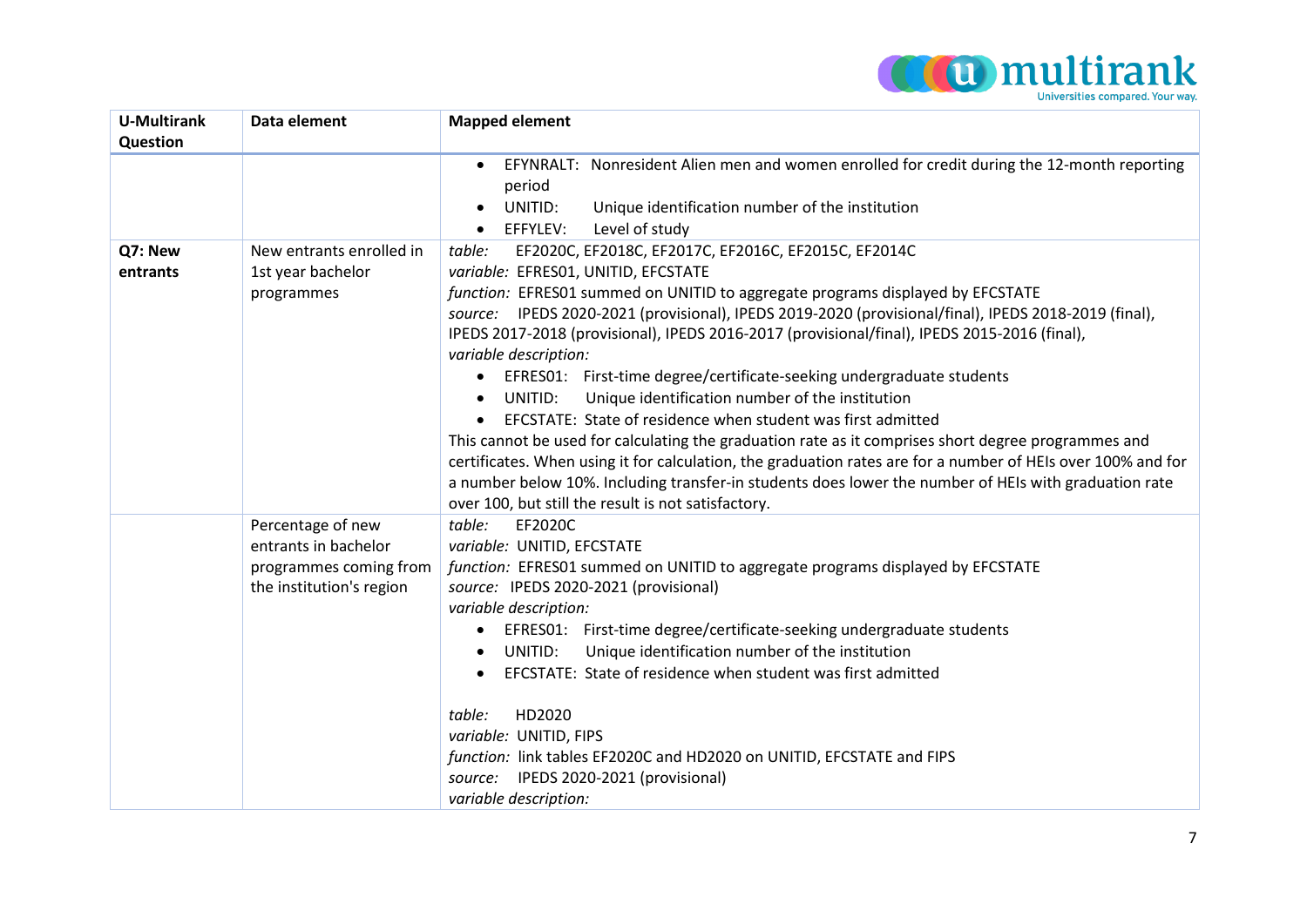| U-Multirank Question | Data element | Mapped element |
|---|---|---|
| | | • EFYNRALT: Nonresident Alien men and women enrolled for credit during the 12-month reporting period<br>• UNITID: Unique identification number of the institution<br>• EFFYLEV: Level of study |
| **Q7: New entrants** | New entrants enrolled in 1st year bachelor programmes | *table:* EF2020C, EF2018C, EF2017C, EF2016C, EF2015C, EF2014C<br>*variable:* EFRES01, UNITID, EFCSTATE<br>*function:* EFRES01 summed on UNITID to aggregate programs displayed by EFCSTATE<br>*source:* IPEDS 2020-2021 (provisional), IPEDS 2019-2020 (provisional/final), IPEDS 2018-2019 (final), IPEDS 2017-2018 (provisional), IPEDS 2016-2017 (provisional/final), IPEDS 2015-2016 (final),<br>*variable description:*<br>• EFRES01: First-time degree/certificate-seeking undergraduate students<br>• UNITID: Unique identification number of the institution<br>• EFCSTATE: State of residence when student was first admitted<br>This cannot be used for calculating the graduation rate as it comprises short degree programmes and certificates. When using it for calculation, the graduation rates are for a number of HEIs over 100% and for a number below 10%. Including transfer-in students does lower the number of HEIs with graduation rate over 100, but still the result is not satisfactory. |
| | Percentage of new entrants in bachelor programmes coming from the institution's region | *table:* EF2020C<br>*variable:* UNITID, EFCSTATE<br>*function:* EFRES01 summed on UNITID to aggregate programs displayed by EFCSTATE<br>*source:* IPEDS 2020-2021 (provisional)<br>*variable description:*<br>• EFRES01: First-time degree/certificate-seeking undergraduate students<br>• UNITID: Unique identification number of the institution<br>• EFCSTATE: State of residence when student was first admitted<br><br>*table:* HD2020<br>*variable:* UNITID, FIPS<br>*function:* link tables EF2020C and HD2020 on UNITID, EFCSTATE and FIPS<br>*source:* IPEDS 2020-2021 (provisional)<br>*variable description:* |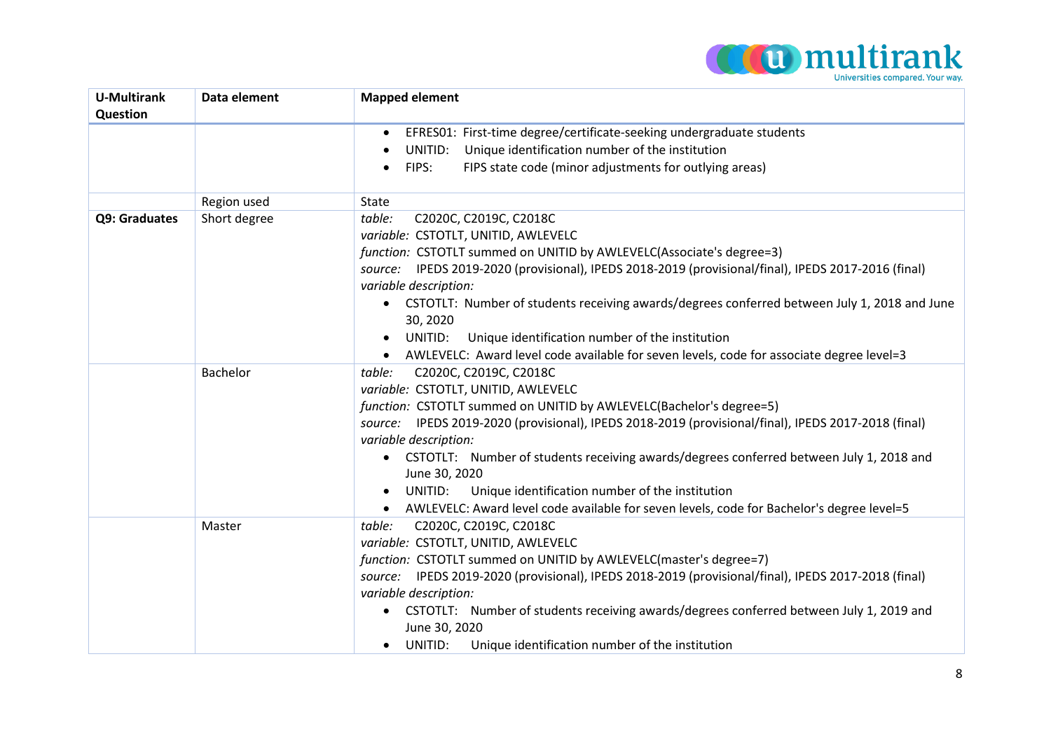| U-Multirank Question | Data element | Mapped element |
|---|---|---|
| | | • EFRES01: First-time degree/certificate-seeking undergraduate students<br>• UNITID: Unique identification number of the institution<br>• FIPS: FIPS state code (minor adjustments for outlying areas) |
| | Region used | State |
| **Q9: Graduates** | Short degree | *table:* C2020C, C2019C, C2018C<br>*variable:* CSTOTLT, UNITID, AWLEVELC<br>*function:* CSTOTLT summed on UNITID by AWLEVELC(Associate's degree=3)<br>*source:* IPEDS 2019-2020 (provisional), IPEDS 2018-2019 (provisional/final), IPEDS 2017-2016 (final)<br>*variable description:*<br>• CSTOTLT: Number of students receiving awards/degrees conferred between July 1, 2018 and June 30, 2020<br>• UNITID: Unique identification number of the institution<br>• AWLEVELC: Award level code available for seven levels, code for associate degree level=3 |
| | Bachelor | *table:* C2020C, C2019C, C2018C<br>*variable:* CSTOTLT, UNITID, AWLEVELC<br>*function:* CSTOTLT summed on UNITID by AWLEVELC(Bachelor's degree=5)<br>*source:* IPEDS 2019-2020 (provisional), IPEDS 2018-2019 (provisional/final), IPEDS 2017-2018 (final)<br>*variable description:*<br>• CSTOTLT: Number of students receiving awards/degrees conferred between July 1, 2018 and June 30, 2020<br>• UNITID: Unique identification number of the institution<br>• AWLEVELC: Award level code available for seven levels, code for Bachelor's degree level=5 |
| | Master | *table:* C2020C, C2019C, C2018C<br>*variable:* CSTOTLT, UNITID, AWLEVELC<br>*function:* CSTOTLT summed on UNITID by AWLEVELC(master's degree=7)<br>*source:* IPEDS 2019-2020 (provisional), IPEDS 2018-2019 (provisional/final), IPEDS 2017-2018 (final)<br>*variable description:*<br>• CSTOTLT: Number of students receiving awards/degrees conferred between July 1, 2019 and June 30, 2020<br>• UNITID: Unique identification number of the institution |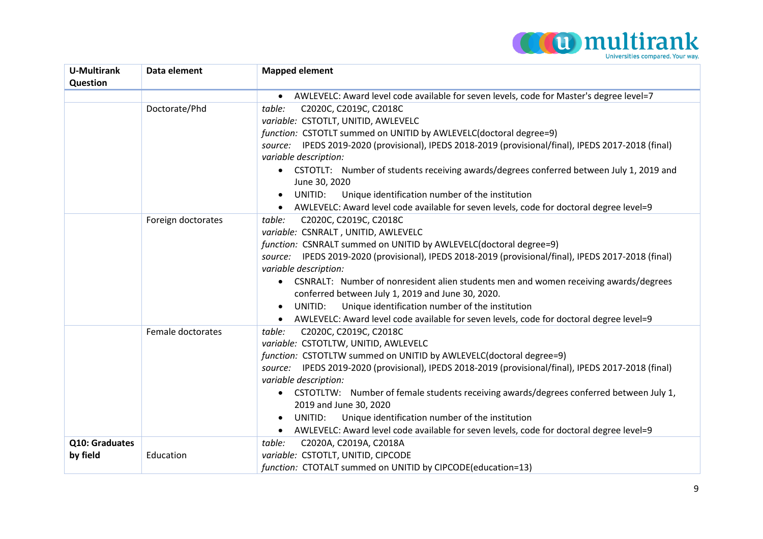| U-Multirank Question | Data element | Mapped element |
|---|---|---|
| | | • AWLEVELC: Award level code available for seven levels, code for Master's degree level=7 |
| | Doctorate/Phd | *table:* C2020C, C2019C, C2018C<br>*variable:* CSTOTLT, UNITID, AWLEVELC<br>*function:* CSTOTLT summed on UNITID by AWLEVELC(doctoral degree=9)<br>*source:* IPEDS 2019-2020 (provisional), IPEDS 2018-2019 (provisional/final), IPEDS 2017-2018 (final)<br>*variable description:*<br>• CSTOTLT: Number of students receiving awards/degrees conferred between July 1, 2019 and June 30, 2020<br>• UNITID: Unique identification number of the institution<br>• AWLEVELC: Award level code available for seven levels, code for doctoral degree level=9 |
| | Foreign doctorates | *table:* C2020C, C2019C, C2018C<br>*variable:* CSNRALT , UNITID, AWLEVELC<br>*function:* CSNRALT summed on UNITID by AWLEVELC(doctoral degree=9)<br>*source:* IPEDS 2019-2020 (provisional), IPEDS 2018-2019 (provisional/final), IPEDS 2017-2018 (final)<br>*variable description:*<br>• CSNRALT: Number of nonresident alien students men and women receiving awards/degrees conferred between July 1, 2019 and June 30, 2020.<br>• UNITID: Unique identification number of the institution<br>• AWLEVELC: Award level code available for seven levels, code for doctoral degree level=9 |
| | Female doctorates | *table:* C2020C, C2019C, C2018C<br>*variable:* CSTOTLTW, UNITID, AWLEVELC<br>*function:* CSTOTLTW summed on UNITID by AWLEVELC(doctoral degree=9)<br>*source:* IPEDS 2019-2020 (provisional), IPEDS 2018-2019 (provisional/final), IPEDS 2017-2018 (final)<br>*variable description:*<br>• CSTOTLTW: Number of female students receiving awards/degrees conferred between July 1, 2019 and June 30, 2020<br>• UNITID: Unique identification number of the institution<br>• AWLEVELC: Award level code available for seven levels, code for doctoral degree level=9 |
| **Q10: Graduates by field** | Education | *table:* C2020A, C2019A, C2018A<br>*variable:* CSTOTLT, UNITID, CIPCODE<br>*function:* CTOTALT summed on UNITID by CIPCODE(education=13) |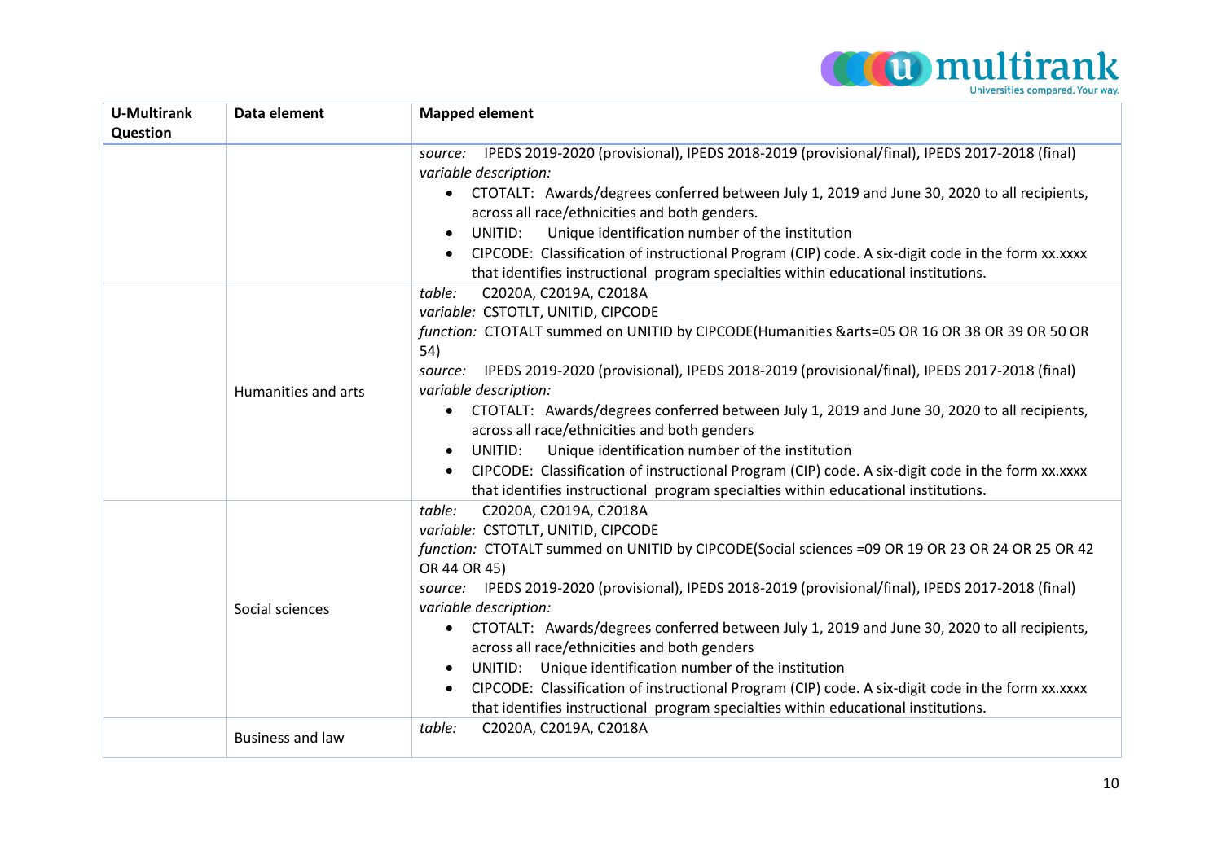| U-Multirank Question | Data element | Mapped element |
| --- | --- | --- |
| | | *source:* IPEDS 2019-2020 (provisional), IPEDS 2018-2019 (provisional/final), IPEDS 2017-2018 (final)<br>*variable description:*<br>• CTOTALT: Awards/degrees conferred between July 1, 2019 and June 30, 2020 to all recipients, across all race/ethnicities and both genders.<br>• UNITID: Unique identification number of the institution<br>• CIPCODE: Classification of instructional Program (CIP) code. A six-digit code in the form xx.xxxx that identifies instructional program specialties within educational institutions. |
| | Humanities and arts | *table:* C2020A, C2019A, C2018A<br>*variable:* CSTOTLT, UNITID, CIPCODE<br>*function:* CTOTALT summed on UNITID by CIPCODE(Humanities &arts=05 OR 16 OR 38 OR 39 OR 50 OR 54)<br>*source:* IPEDS 2019-2020 (provisional), IPEDS 2018-2019 (provisional/final), IPEDS 2017-2018 (final)<br>*variable description:*<br>• CTOTALT: Awards/degrees conferred between July 1, 2019 and June 30, 2020 to all recipients, across all race/ethnicities and both genders<br>• UNITID: Unique identification number of the institution<br>• CIPCODE: Classification of instructional Program (CIP) code. A six-digit code in the form xx.xxxx that identifies instructional program specialties within educational institutions. |
| | Social sciences | *table:* C2020A, C2019A, C2018A<br>*variable:* CSTOTLT, UNITID, CIPCODE<br>*function:* CTOTALT summed on UNITID by CIPCODE(Social sciences =09 OR 19 OR 23 OR 24 OR 25 OR 42 OR 44 OR 45)<br>*source:* IPEDS 2019-2020 (provisional), IPEDS 2018-2019 (provisional/final), IPEDS 2017-2018 (final)<br>*variable description:*<br>• CTOTALT: Awards/degrees conferred between July 1, 2019 and June 30, 2020 to all recipients, across all race/ethnicities and both genders<br>• UNITID: Unique identification number of the institution<br>• CIPCODE: Classification of instructional Program (CIP) code. A six-digit code in the form xx.xxxx that identifies instructional program specialties within educational institutions. |
| | Business and law | *table:* C2020A, C2019A, C2018A |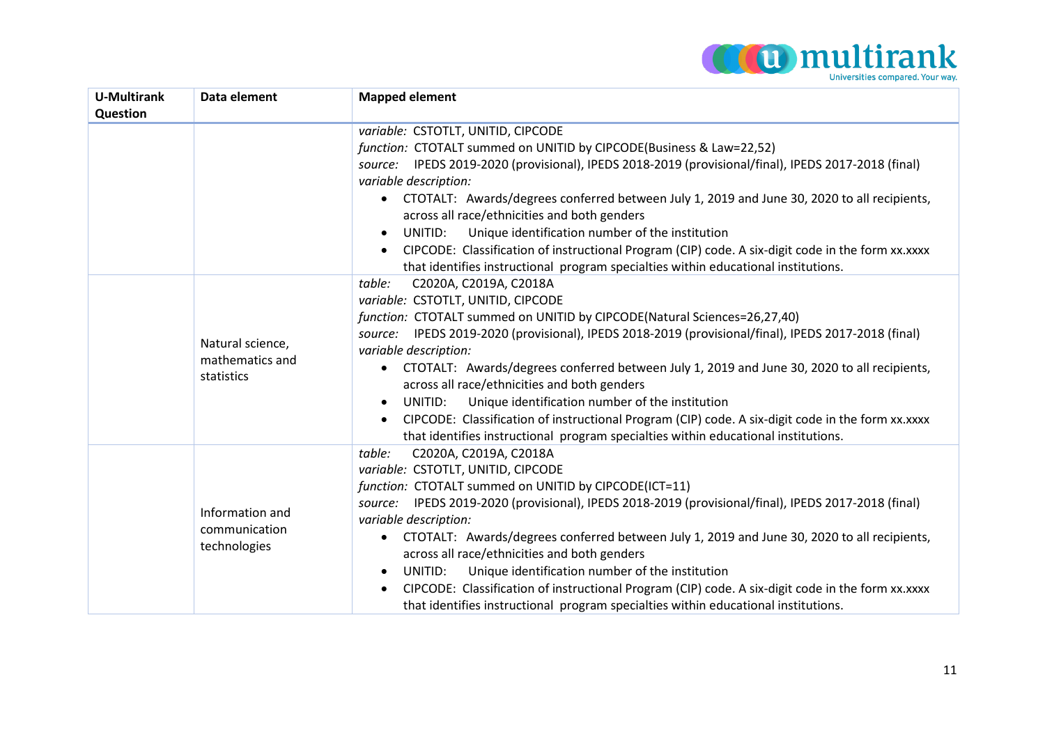| U-Multirank Question | Data element | Mapped element |
|---|---|---|
| | | *variable:* CSTOTLT, UNITID, CIPCODE<br>*function:* CTOTALT summed on UNITID by CIPCODE(Business & Law=22,52)<br>*source:* IPEDS 2019-2020 (provisional), IPEDS 2018-2019 (provisional/final), IPEDS 2017-2018 (final)<br>*variable description:*<br>• CTOTALT: Awards/degrees conferred between July 1, 2019 and June 30, 2020 to all recipients, across all race/ethnicities and both genders<br>• UNITID: Unique identification number of the institution<br>• CIPCODE: Classification of instructional Program (CIP) code. A six-digit code in the form xx.xxxx that identifies instructional program specialties within educational institutions. |
| | Natural science, mathematics and statistics | *table:* C2020A, C2019A, C2018A<br>*variable:* CSTOTLT, UNITID, CIPCODE<br>*function:* CTOTALT summed on UNITID by CIPCODE(Natural Sciences=26,27,40)<br>*source:* IPEDS 2019-2020 (provisional), IPEDS 2018-2019 (provisional/final), IPEDS 2017-2018 (final)<br>*variable description:*<br>• CTOTALT: Awards/degrees conferred between July 1, 2019 and June 30, 2020 to all recipients, across all race/ethnicities and both genders<br>• UNITID: Unique identification number of the institution<br>• CIPCODE: Classification of instructional Program (CIP) code. A six-digit code in the form xx.xxxx that identifies instructional program specialties within educational institutions. |
| | Information and communication technologies | *table:* C2020A, C2019A, C2018A<br>*variable:* CSTOTLT, UNITID, CIPCODE<br>*function:* CTOTALT summed on UNITID by CIPCODE(ICT=11)<br>*source:* IPEDS 2019-2020 (provisional), IPEDS 2018-2019 (provisional/final), IPEDS 2017-2018 (final)<br>*variable description:*<br>• CTOTALT: Awards/degrees conferred between July 1, 2019 and June 30, 2020 to all recipients, across all race/ethnicities and both genders<br>• UNITID: Unique identification number of the institution<br>• CIPCODE: Classification of instructional Program (CIP) code. A six-digit code in the form xx.xxxx that identifies instructional program specialties within educational institutions. |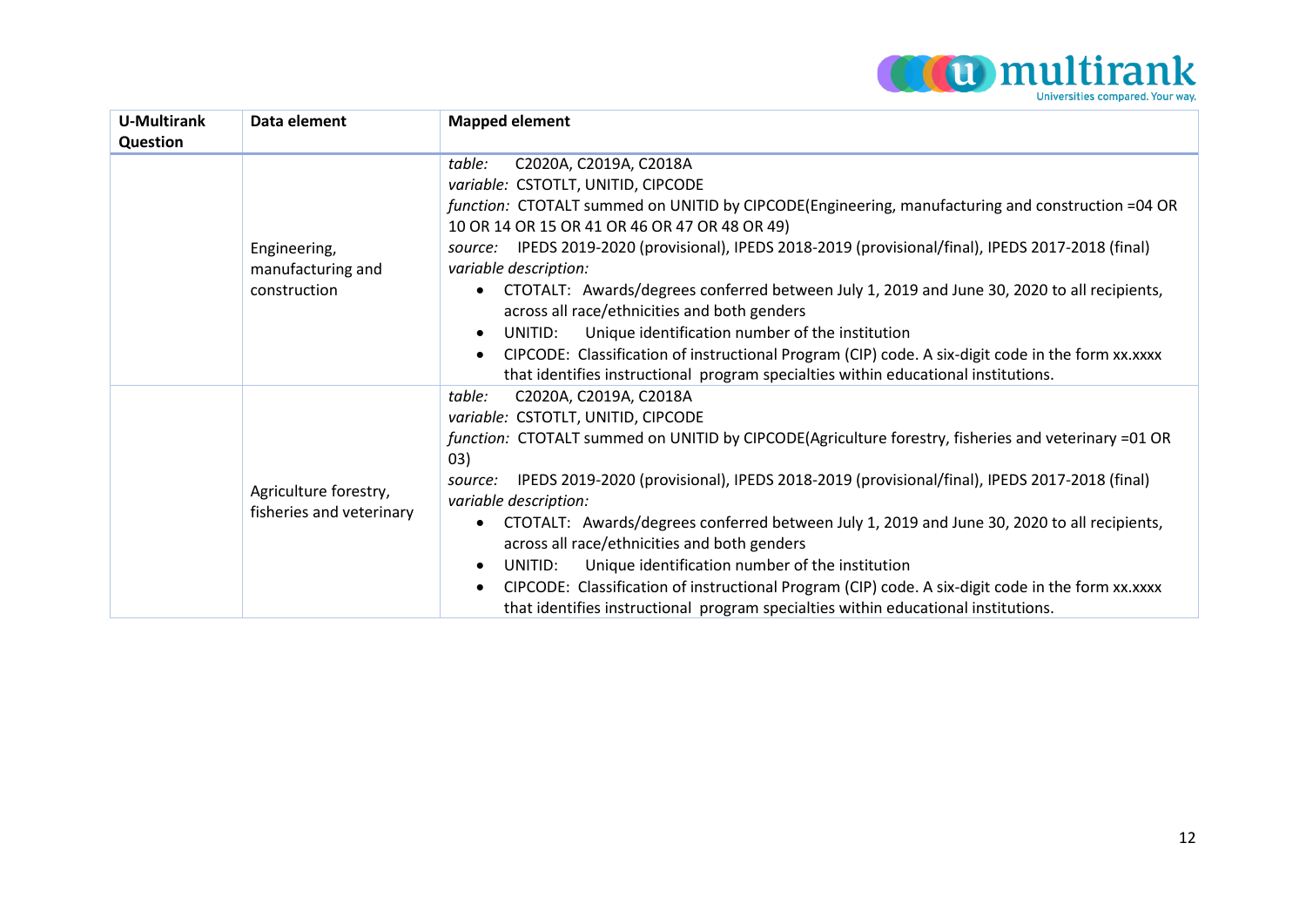| U-Multirank Question | Data element | Mapped element |
|---|---|---|
| | Engineering, manufacturing and construction | *table:* C2020A, C2019A, C2018A<br>*variable:* CSTOTLT, UNITID, CIPCODE<br>*function:* CTOTALT summed on UNITID by CIPCODE(Engineering, manufacturing and construction =04 OR 10 OR 14 OR 15 OR 41 OR 46 OR 47 OR 48 OR 49)<br>*source:* IPEDS 2019-2020 (provisional), IPEDS 2018-2019 (provisional/final), IPEDS 2017-2018 (final)<br>*variable description:*<br>• CTOTALT: Awards/degrees conferred between July 1, 2019 and June 30, 2020 to all recipients, across all race/ethnicities and both genders<br>• UNITID: Unique identification number of the institution<br>• CIPCODE: Classification of instructional Program (CIP) code. A six-digit code in the form xx.xxxx that identifies instructional program specialties within educational institutions. |
| | Agriculture forestry, fisheries and veterinary | *table:* C2020A, C2019A, C2018A<br>*variable:* CSTOTLT, UNITID, CIPCODE<br>*function:* CTOTALT summed on UNITID by CIPCODE(Agriculture forestry, fisheries and veterinary =01 OR 03)<br>*source:* IPEDS 2019-2020 (provisional), IPEDS 2018-2019 (provisional/final), IPEDS 2017-2018 (final)<br>*variable description:*<br>• CTOTALT: Awards/degrees conferred between July 1, 2019 and June 30, 2020 to all recipients, across all race/ethnicities and both genders<br>• UNITID: Unique identification number of the institution<br>• CIPCODE: Classification of instructional Program (CIP) code. A six-digit code in the form xx.xxxx that identifies instructional program specialties within educational institutions. |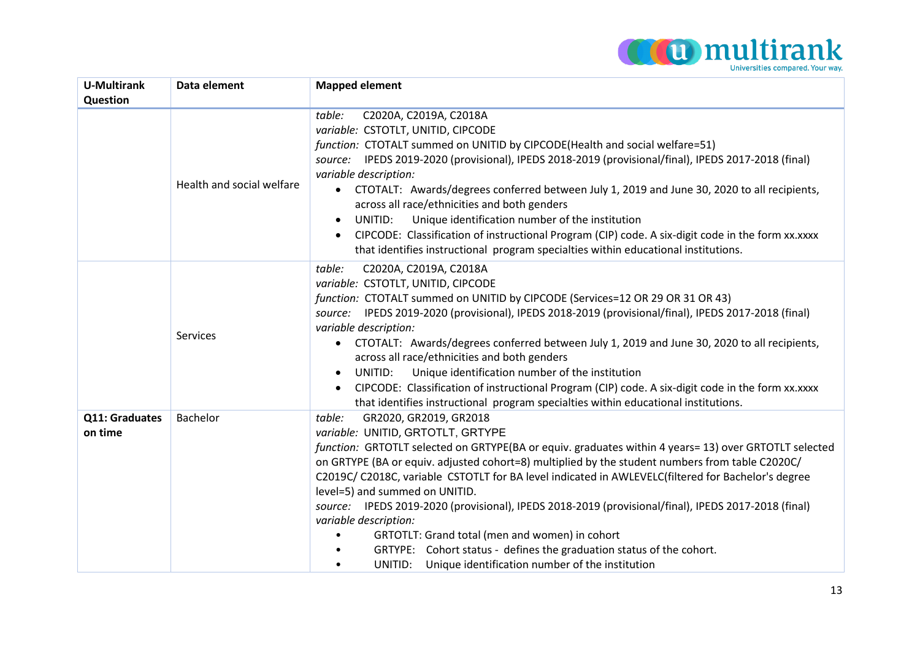| U-Multirank Question | Data element | Mapped element |
|---|---|---|
| | Health and social welfare | *table:* C2020A, C2019A, C2018A<br>*variable:* CSTOTLT, UNITID, CIPCODE<br>*function:* CTOTALT summed on UNITID by CIPCODE(Health and social welfare=51)<br>*source:* IPEDS 2019-2020 (provisional), IPEDS 2018-2019 (provisional/final), IPEDS 2017-2018 (final)<br>*variable description:*<br>• CTOTALT: Awards/degrees conferred between July 1, 2019 and June 30, 2020 to all recipients, across all race/ethnicities and both genders<br>• UNITID: Unique identification number of the institution<br>• CIPCODE: Classification of instructional Program (CIP) code. A six-digit code in the form xx.xxxx that identifies instructional program specialties within educational institutions. |
| | Services | *table:* C2020A, C2019A, C2018A<br>*variable:* CSTOTLT, UNITID, CIPCODE<br>*function:* CTOTALT summed on UNITID by CIPCODE (Services=12 OR 29 OR 31 OR 43)<br>*source:* IPEDS 2019-2020 (provisional), IPEDS 2018-2019 (provisional/final), IPEDS 2017-2018 (final)<br>*variable description:*<br>• CTOTALT: Awards/degrees conferred between July 1, 2019 and June 30, 2020 to all recipients, across all race/ethnicities and both genders<br>• UNITID: Unique identification number of the institution<br>• CIPCODE: Classification of instructional Program (CIP) code. A six-digit code in the form xx.xxxx that identifies instructional program specialties within educational institutions. |
| **Q11: Graduates on time** | Bachelor | *table:* GR2020, GR2019, GR2018<br>*variable:* UNITID, GRTOTLT, GRTYPE<br>*function:* GRTOTLT selected on GRTYPE(BA or equiv. graduates within 4 years= 13) over GRTOTLT selected on GRTYPE (BA or equiv. adjusted cohort=8) multiplied by the student numbers from table C2020C/ C2019C/ C2018C, variable CSTOTLT for BA level indicated in AWLEVELC(filtered for Bachelor's degree level=5) and summed on UNITID.<br>*source:* IPEDS 2019-2020 (provisional), IPEDS 2018-2019 (provisional/final), IPEDS 2017-2018 (final)<br>*variable description:*<br>• GRTOTLT: Grand total (men and women) in cohort<br>• GRTYPE: Cohort status - defines the graduation status of the cohort.<br>• UNITID: Unique identification number of the institution |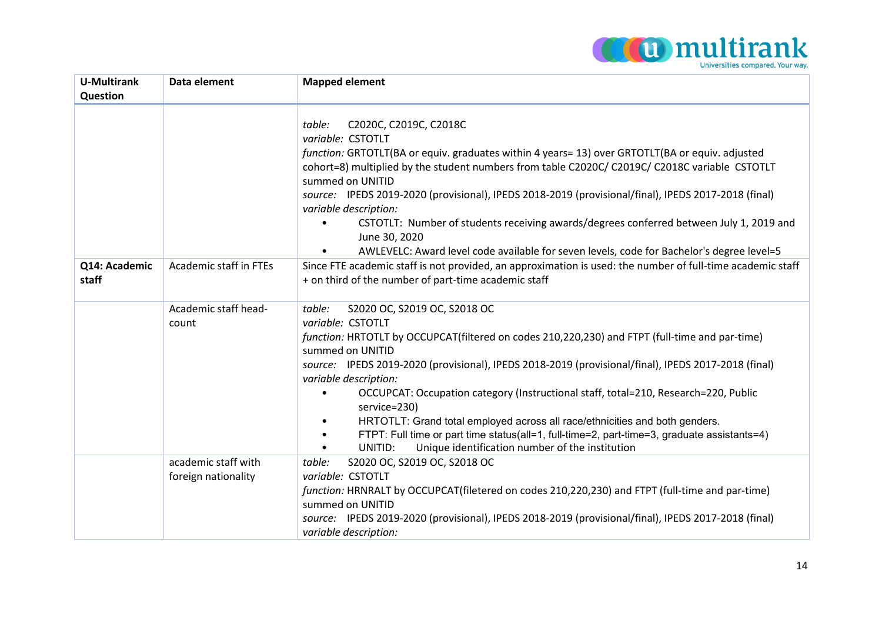| U-Multirank Question | Data element | Mapped element |
|---|---|---|
| | | *table:* C2020C, C2019C, C2018C<br>*variable:* CSTOTLT<br>*function:* GRTOTLT(BA or equiv. graduates within 4 years= 13) over GRTOTLT(BA or equiv. adjusted cohort=8) multiplied by the student numbers from table C2020C/ C2019C/ C2018C variable CSTOTLT summed on UNITID<br>*source:* IPEDS 2019-2020 (provisional), IPEDS 2018-2019 (provisional/final), IPEDS 2017-2018 (final)<br>*variable description:*<br>• CSTOTLT: Number of students receiving awards/degrees conferred between July 1, 2019 and June 30, 2020<br>• AWLEVELC: Award level code available for seven levels, code for Bachelor's degree level=5 |
| **Q14: Academic staff** | Academic staff in FTEs | Since FTE academic staff is not provided, an approximation is used: the number of full-time academic staff + on third of the number of part-time academic staff |
| | Academic staff head-count | *table:* S2020 OC, S2019 OC, S2018 OC<br>*variable:* CSTOTLT<br>*function:* HRTOTLT by OCCUPCAT(filtered on codes 210,220,230) and FTPT (full-time and par-time) summed on UNITID<br>*source:* IPEDS 2019-2020 (provisional), IPEDS 2018-2019 (provisional/final), IPEDS 2017-2018 (final)<br>*variable description:*<br>• OCCUPCAT: Occupation category (Instructional staff, total=210, Research=220, Public service=230)<br>• HRTOTLT: Grand total employed across all race/ethnicities and both genders.<br>• FTPT: Full time or part time status(all=1, full-time=2, part-time=3, graduate assistants=4)<br>• UNITID: Unique identification number of the institution |
| | academic staff with foreign nationality | *table:* S2020 OC, S2019 OC, S2018 OC<br>*variable:* CSTOTLT<br>*function:* HRNRALT by OCCUPCAT(filetered on codes 210,220,230) and FTPT (full-time and par-time) summed on UNITID<br>*source:* IPEDS 2019-2020 (provisional), IPEDS 2018-2019 (provisional/final), IPEDS 2017-2018 (final)<br>*variable description:* |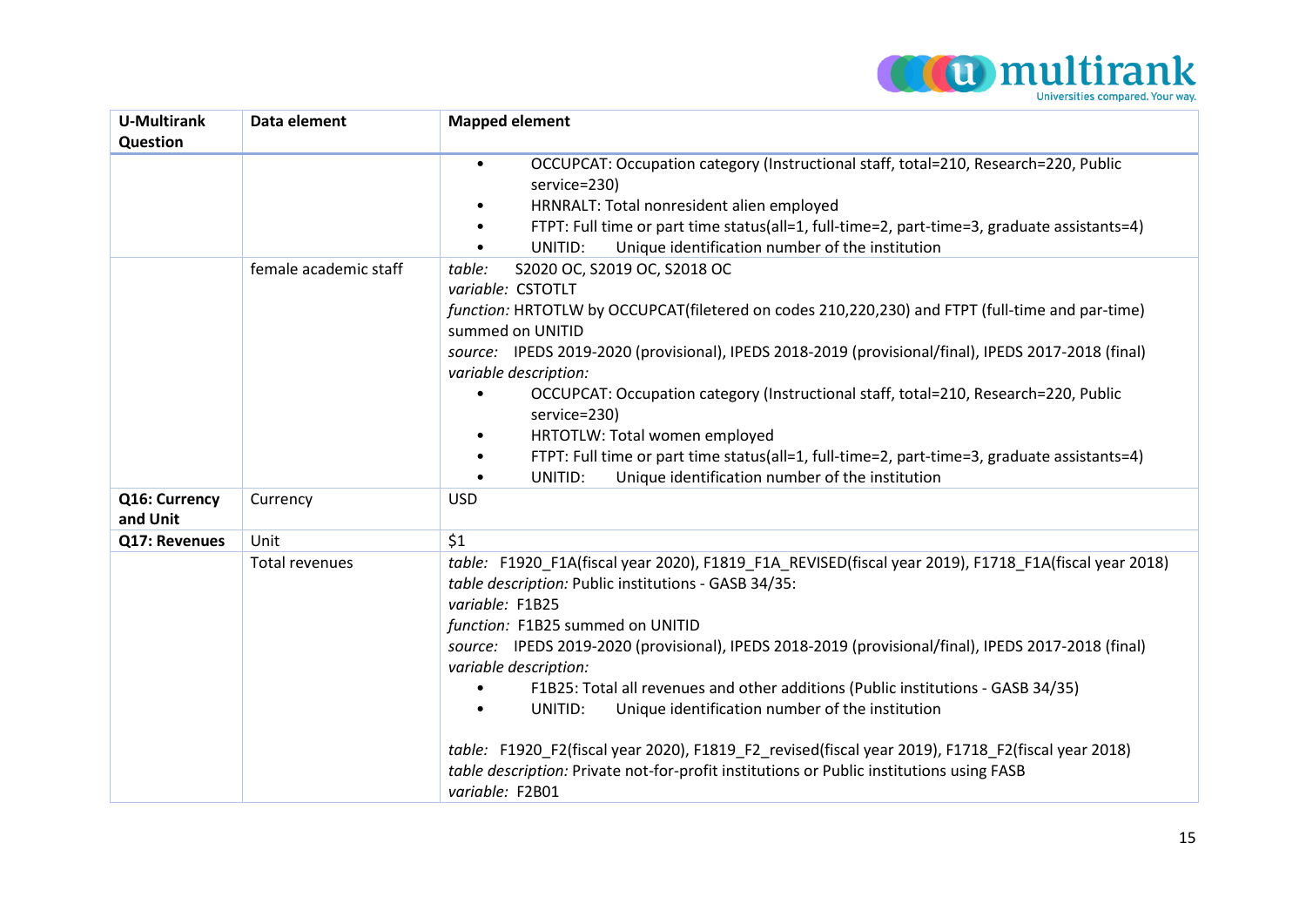| U-Multirank Question | Data element | Mapped element |
|---|---|---|
| | | • OCCUPCAT: Occupation category (Instructional staff, total=210, Research=220, Public service=230)<br>• HRNRALT: Total nonresident alien employed<br>• FTPT: Full time or part time status(all=1, full-time=2, part-time=3, graduate assistants=4)<br>• UNITID: Unique identification number of the institution |
| | female academic staff | *table:* S2020 OC, S2019 OC, S2018 OC<br>*variable:* CSTOTLT<br>*function:* HRTOTLW by OCCUPCAT(filetered on codes 210,220,230) and FTPT (full-time and par-time) summed on UNITID<br>*source:* IPEDS 2019-2020 (provisional), IPEDS 2018-2019 (provisional/final), IPEDS 2017-2018 (final)<br>*variable description:*<br>• OCCUPCAT: Occupation category (Instructional staff, total=210, Research=220, Public service=230)<br>• HRTOTLW: Total women employed<br>• FTPT: Full time or part time status(all=1, full-time=2, part-time=3, graduate assistants=4)<br>• UNITID: Unique identification number of the institution |
| **Q16: Currency and Unit** | Currency | USD |
| **Q17: Revenues** | Unit | $1 |
| | Total revenues | *table:* F1920_F1A(fiscal year 2020), F1819_F1A_REVISED(fiscal year 2019), F1718_F1A(fiscal year 2018)<br>*table description:* Public institutions - GASB 34/35:<br>*variable:* F1B25<br>*function:* F1B25 summed on UNITID<br>*source:* IPEDS 2019-2020 (provisional), IPEDS 2018-2019 (provisional/final), IPEDS 2017-2018 (final)<br>*variable description:*<br>• F1B25: Total all revenues and other additions (Public institutions - GASB 34/35)<br>• UNITID: Unique identification number of the institution<br><br>*table:* F1920_F2(fiscal year 2020), F1819_F2_revised(fiscal year 2019), F1718_F2(fiscal year 2018)<br>*table description:* Private not-for-profit institutions or Public institutions using FASB<br>*variable:* F2B01 |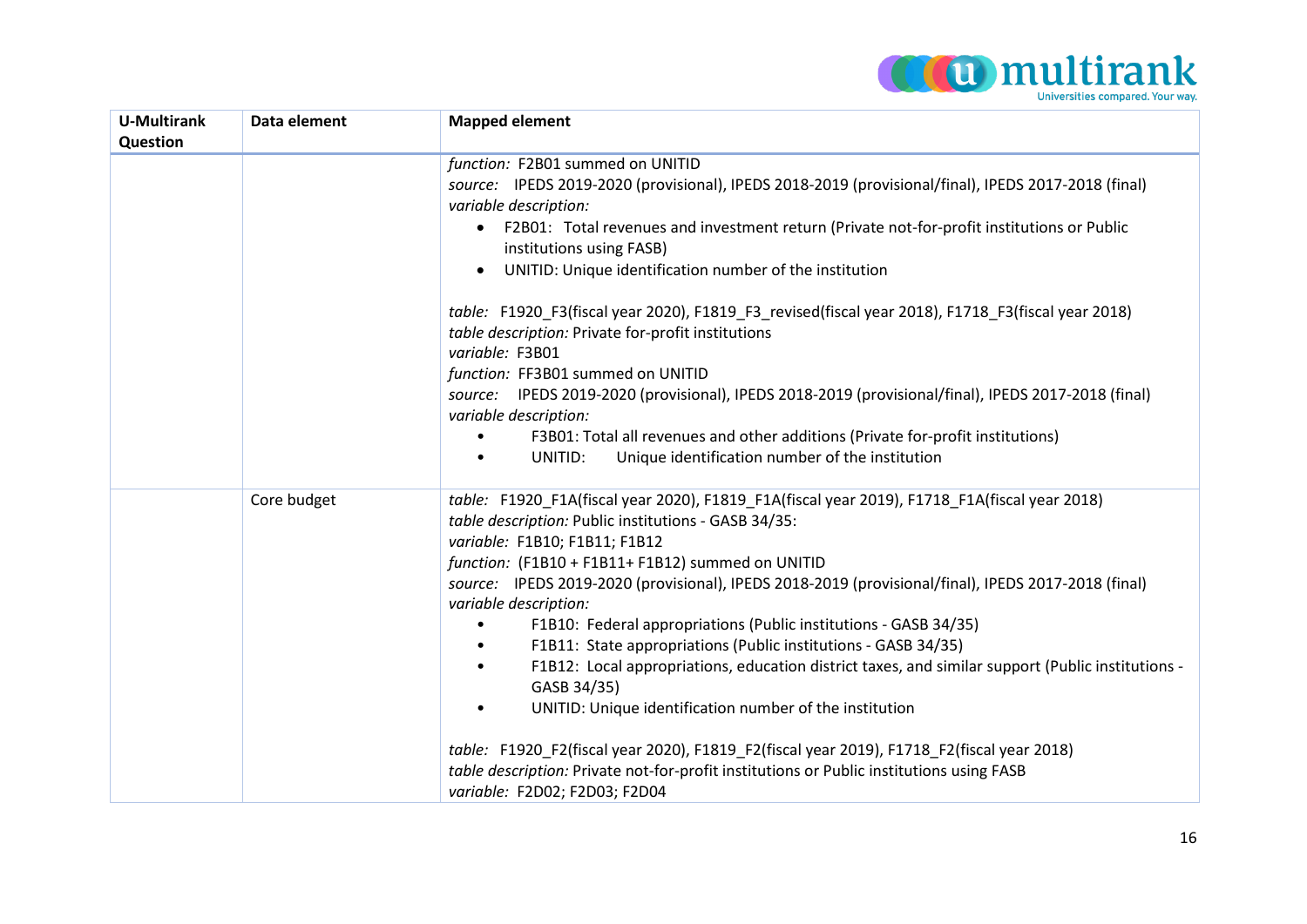| U-Multirank Question | Data element | Mapped element |
|---|---|---|
| | | *function:* F2B01 summed on UNITID<br>*source:* IPEDS 2019-2020 (provisional), IPEDS 2018-2019 (provisional/final), IPEDS 2017-2018 (final)<br>*variable description:*<br>• F2B01: Total revenues and investment return (Private not-for-profit institutions or Public institutions using FASB)<br>• UNITID: Unique identification number of the institution<br><br>*table:* F1920_F3(fiscal year 2020), F1819_F3_revised(fiscal year 2018), F1718_F3(fiscal year 2018)<br>*table description:* Private for-profit institutions<br>*variable:* F3B01<br>*function:* FF3B01 summed on UNITID<br>*source:* IPEDS 2019-2020 (provisional), IPEDS 2018-2019 (provisional/final), IPEDS 2017-2018 (final)<br>*variable description:*<br>• F3B01: Total all revenues and other additions (Private for-profit institutions)<br>• UNITID: Unique identification number of the institution |
| | Core budget | *table:* F1920_F1A(fiscal year 2020), F1819_F1A(fiscal year 2019), F1718_F1A(fiscal year 2018)<br>*table description:* Public institutions - GASB 34/35:<br>*variable:* F1B10; F1B11; F1B12<br>*function:* (F1B10 + F1B11+ F1B12) summed on UNITID<br>*source:* IPEDS 2019-2020 (provisional), IPEDS 2018-2019 (provisional/final), IPEDS 2017-2018 (final)<br>*variable description:*<br>• F1B10: Federal appropriations (Public institutions - GASB 34/35)<br>• F1B11: State appropriations (Public institutions - GASB 34/35)<br>• F1B12: Local appropriations, education district taxes, and similar support (Public institutions - GASB 34/35)<br>• UNITID: Unique identification number of the institution<br><br>*table:* F1920_F2(fiscal year 2020), F1819_F2(fiscal year 2019), F1718_F2(fiscal year 2018)<br>*table description:* Private not-for-profit institutions or Public institutions using FASB<br>*variable:* F2D02; F2D03; F2D04 |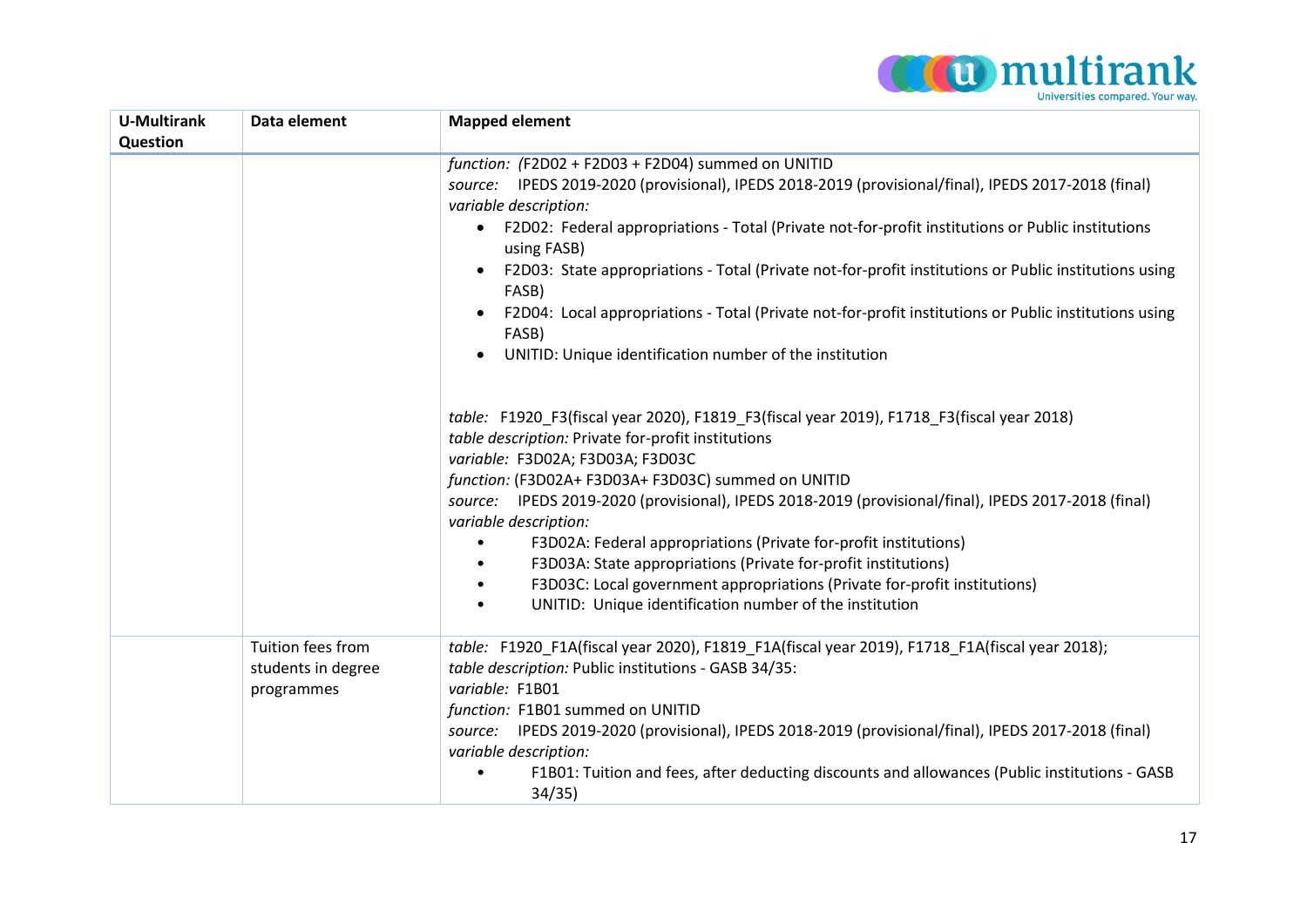| U-Multirank Question | Data element | Mapped element |
|---|---|---|
| | | *function:* (F2D02 + F2D03 + F2D04) summed on UNITID<br>*source:* IPEDS 2019-2020 (provisional), IPEDS 2018-2019 (provisional/final), IPEDS 2017-2018 (final)<br>*variable description:*<br>• F2D02: Federal appropriations - Total (Private not-for-profit institutions or Public institutions using FASB)<br>• F2D03: State appropriations - Total (Private not-for-profit institutions or Public institutions using FASB)<br>• F2D04: Local appropriations - Total (Private not-for-profit institutions or Public institutions using FASB)<br>• UNITID: Unique identification number of the institution<br><br>*table:* F1920_F3(fiscal year 2020), F1819_F3(fiscal year 2019), F1718_F3(fiscal year 2018)<br>*table description:* Private for-profit institutions<br>*variable:* F3D02A; F3D03A; F3D03C<br>*function:* (F3D02A+ F3D03A+ F3D03C) summed on UNITID<br>*source:* IPEDS 2019-2020 (provisional), IPEDS 2018-2019 (provisional/final), IPEDS 2017-2018 (final)<br>*variable description:*<br>• F3D02A: Federal appropriations (Private for-profit institutions)<br>• F3D03A: State appropriations (Private for-profit institutions)<br>• F3D03C: Local government appropriations (Private for-profit institutions)<br>• UNITID: Unique identification number of the institution |
| | Tuition fees from students in degree programmes | *table:* F1920_F1A(fiscal year 2020), F1819_F1A(fiscal year 2019), F1718_F1A(fiscal year 2018);<br>*table description:* Public institutions - GASB 34/35:<br>*variable:* F1B01<br>*function:* F1B01 summed on UNITID<br>*source:* IPEDS 2019-2020 (provisional), IPEDS 2018-2019 (provisional/final), IPEDS 2017-2018 (final)<br>*variable description:*<br>• F1B01: Tuition and fees, after deducting discounts and allowances (Public institutions - GASB 34/35) |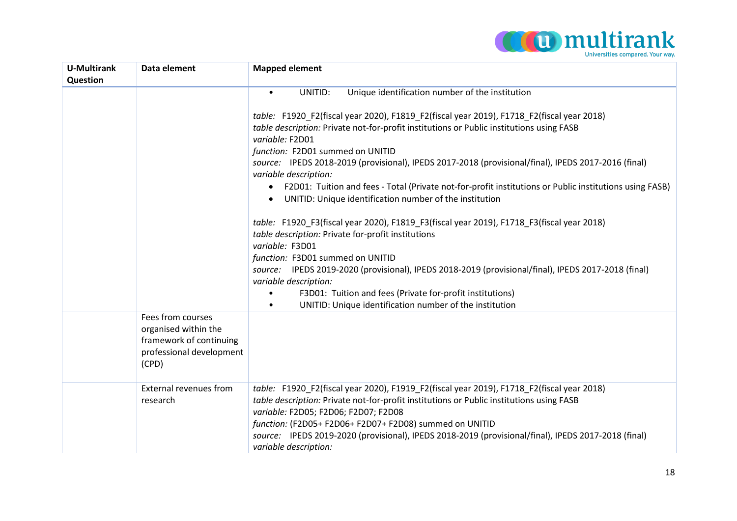| U-Multirank Question | Data element | Mapped element |
|---|---|---|
| | | • UNITID: Unique identification number of the institution<br><br>*table:* F1920_F2(fiscal year 2020), F1819_F2(fiscal year 2019), F1718_F2(fiscal year 2018)<br>*table description:* Private not-for-profit institutions or Public institutions using FASB<br>*variable:* F2D01<br>*function:* F2D01 summed on UNITID<br>*source:* IPEDS 2018-2019 (provisional), IPEDS 2017-2018 (provisional/final), IPEDS 2017-2016 (final)<br>*variable description:*<br>• F2D01: Tuition and fees - Total (Private not-for-profit institutions or Public institutions using FASB)<br>• UNITID: Unique identification number of the institution<br><br>*table:* F1920_F3(fiscal year 2020), F1819_F3(fiscal year 2019), F1718_F3(fiscal year 2018)<br>*table description:* Private for-profit institutions<br>*variable:* F3D01<br>*function:* F3D01 summed on UNITID<br>*source:* IPEDS 2019-2020 (provisional), IPEDS 2018-2019 (provisional/final), IPEDS 2017-2018 (final)<br>*variable description:*<br>• F3D01: Tuition and fees (Private for-profit institutions)<br>• UNITID: Unique identification number of the institution |
| | Fees from courses organised within the framework of continuing professional development (CPD) | |
| | | |
| | External revenues from research | *table:* F1920_F2(fiscal year 2020), F1919_F2(fiscal year 2019), F1718_F2(fiscal year 2018)<br>*table description:* Private not-for-profit institutions or Public institutions using FASB<br>*variable:* F2D05; F2D06; F2D07; F2D08<br>*function:* (F2D05+ F2D06+ F2D07+ F2D08) summed on UNITID<br>*source:* IPEDS 2019-2020 (provisional), IPEDS 2018-2019 (provisional/final), IPEDS 2017-2018 (final)<br>*variable description:* |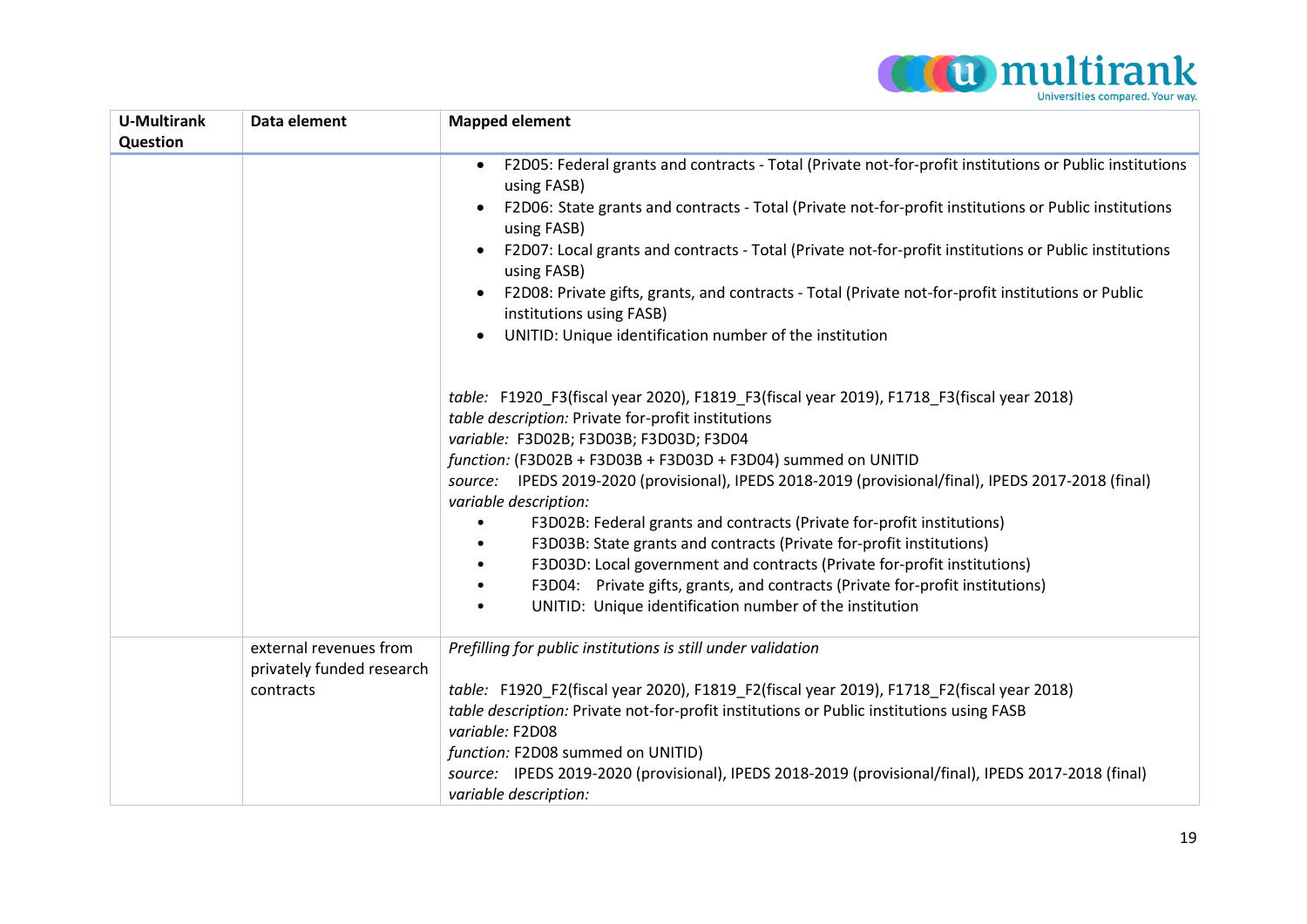| U-Multirank Question | Data element | Mapped element |
|---|---|---|
| | | • F2D05: Federal grants and contracts - Total (Private not-for-profit institutions or Public institutions using FASB)<br>• F2D06: State grants and contracts - Total (Private not-for-profit institutions or Public institutions using FASB)<br>• F2D07: Local grants and contracts - Total (Private not-for-profit institutions or Public institutions using FASB)<br>• F2D08: Private gifts, grants, and contracts - Total (Private not-for-profit institutions or Public institutions using FASB)<br>• UNITID: Unique identification number of the institution<br><br>*table:* F1920_F3(fiscal year 2020), F1819_F3(fiscal year 2019), F1718_F3(fiscal year 2018)<br>*table description:* Private for-profit institutions<br>*variable:* F3D02B; F3D03B; F3D03D; F3D04<br>*function:* (F3D02B + F3D03B + F3D03D + F3D04) summed on UNITID<br>*source:* IPEDS 2019-2020 (provisional), IPEDS 2018-2019 (provisional/final), IPEDS 2017-2018 (final)<br>*variable description:*<br>• F3D02B: Federal grants and contracts (Private for-profit institutions)<br>• F3D03B: State grants and contracts (Private for-profit institutions)<br>• F3D03D: Local government and contracts (Private for-profit institutions)<br>• F3D04: Private gifts, grants, and contracts (Private for-profit institutions)<br>• UNITID: Unique identification number of the institution |
| | external revenues from privately funded research contracts | *Prefilling for public institutions is still under validation*<br><br>*table:* F1920_F2(fiscal year 2020), F1819_F2(fiscal year 2019), F1718_F2(fiscal year 2018)<br>*table description:* Private not-for-profit institutions or Public institutions using FASB<br>*variable:* F2D08<br>*function:* F2D08 summed on UNITID)<br>*source:* IPEDS 2019-2020 (provisional), IPEDS 2018-2019 (provisional/final), IPEDS 2017-2018 (final)<br>*variable description:* |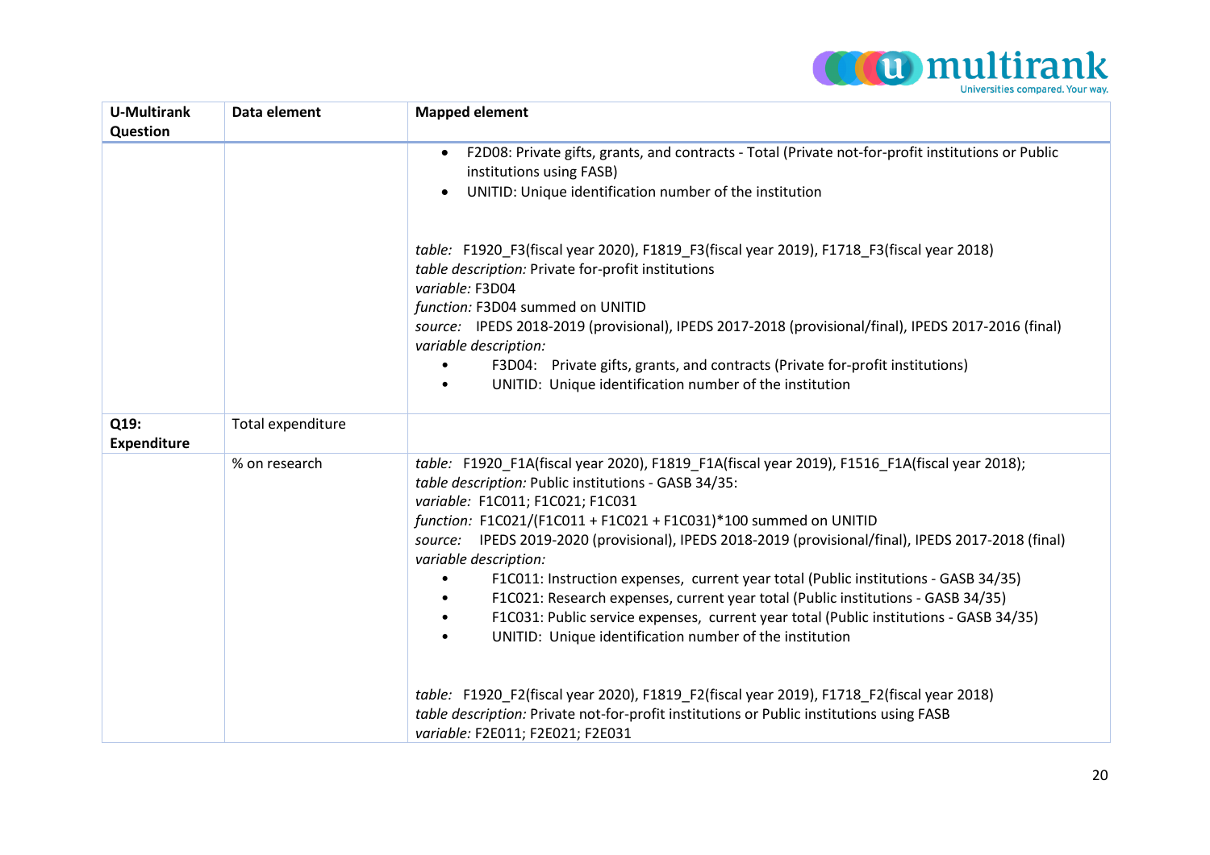| U-Multirank Question | Data element | Mapped element |
|---|---|---|
| | | • F2D08: Private gifts, grants, and contracts - Total (Private not-for-profit institutions or Public institutions using FASB)<br>• UNITID: Unique identification number of the institution<br><br>*table:* F1920_F3(fiscal year 2020), F1819_F3(fiscal year 2019), F1718_F3(fiscal year 2018)<br>*table description:* Private for-profit institutions<br>*variable:* F3D04<br>*function:* F3D04 summed on UNITID<br>*source:* IPEDS 2018-2019 (provisional), IPEDS 2017-2018 (provisional/final), IPEDS 2017-2016 (final)<br>*variable description:*<br>• F3D04: Private gifts, grants, and contracts (Private for-profit institutions)<br>• UNITID: Unique identification number of the institution |
| **Q19: Expenditure** | Total expenditure | |
| | % on research | *table:* F1920_F1A(fiscal year 2020), F1819_F1A(fiscal year 2019), F1516_F1A(fiscal year 2018);<br>*table description:* Public institutions - GASB 34/35:<br>*variable:* F1C011; F1C021; F1C031<br>*function:* F1C021/(F1C011 + F1C021 + F1C031)*100 summed on UNITID<br>*source:* IPEDS 2019-2020 (provisional), IPEDS 2018-2019 (provisional/final), IPEDS 2017-2018 (final)<br>*variable description:*<br>• F1C011: Instruction expenses, current year total (Public institutions - GASB 34/35)<br>• F1C021: Research expenses, current year total (Public institutions - GASB 34/35)<br>• F1C031: Public service expenses, current year total (Public institutions - GASB 34/35)<br>• UNITID: Unique identification number of the institution<br><br>*table:* F1920_F2(fiscal year 2020), F1819_F2(fiscal year 2019), F1718_F2(fiscal year 2018)<br>*table description:* Private not-for-profit institutions or Public institutions using FASB<br>*variable:* F2E011; F2E021; F2E031 |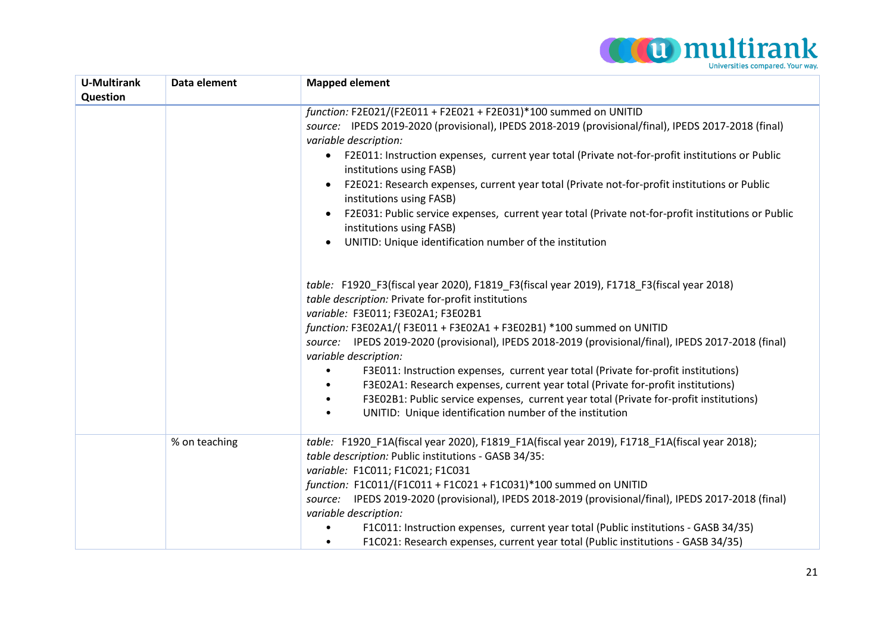| U-Multirank Question | Data element | Mapped element |
|---|---|---|
| | | *function:* F2E021/(F2E011 + F2E021 + F2E031)*100 summed on UNITID<br>*source:* IPEDS 2019-2020 (provisional), IPEDS 2018-2019 (provisional/final), IPEDS 2017-2018 (final)<br>*variable description:*<br>• F2E011: Instruction expenses, current year total (Private not-for-profit institutions or Public institutions using FASB)<br>• F2E021: Research expenses, current year total (Private not-for-profit institutions or Public institutions using FASB)<br>• F2E031: Public service expenses, current year total (Private not-for-profit institutions or Public institutions using FASB)<br>• UNITID: Unique identification number of the institution<br><br>*table:* F1920_F3(fiscal year 2020), F1819_F3(fiscal year 2019), F1718_F3(fiscal year 2018)<br>*table description:* Private for-profit institutions<br>*variable:* F3E011; F3E02A1; F3E02B1<br>*function:* F3E02A1/( F3E011 + F3E02A1 + F3E02B1) *100 summed on UNITID<br>*source:* IPEDS 2019-2020 (provisional), IPEDS 2018-2019 (provisional/final), IPEDS 2017-2018 (final)<br>*variable description:*<br>• F3E011: Instruction expenses, current year total (Private for-profit institutions)<br>• F3E02A1: Research expenses, current year total (Private for-profit institutions)<br>• F3E02B1: Public service expenses, current year total (Private for-profit institutions)<br>• UNITID: Unique identification number of the institution |
| | % on teaching | *table:* F1920_F1A(fiscal year 2020), F1819_F1A(fiscal year 2019), F1718_F1A(fiscal year 2018);<br>*table description:* Public institutions - GASB 34/35:<br>*variable:* F1C011; F1C021; F1C031<br>*function:* F1C011/(F1C011 + F1C021 + F1C031)*100 summed on UNITID<br>*source:* IPEDS 2019-2020 (provisional), IPEDS 2018-2019 (provisional/final), IPEDS 2017-2018 (final)<br>*variable description:*<br>• F1C011: Instruction expenses, current year total (Public institutions - GASB 34/35)<br>• F1C021: Research expenses, current year total (Public institutions - GASB 34/35) |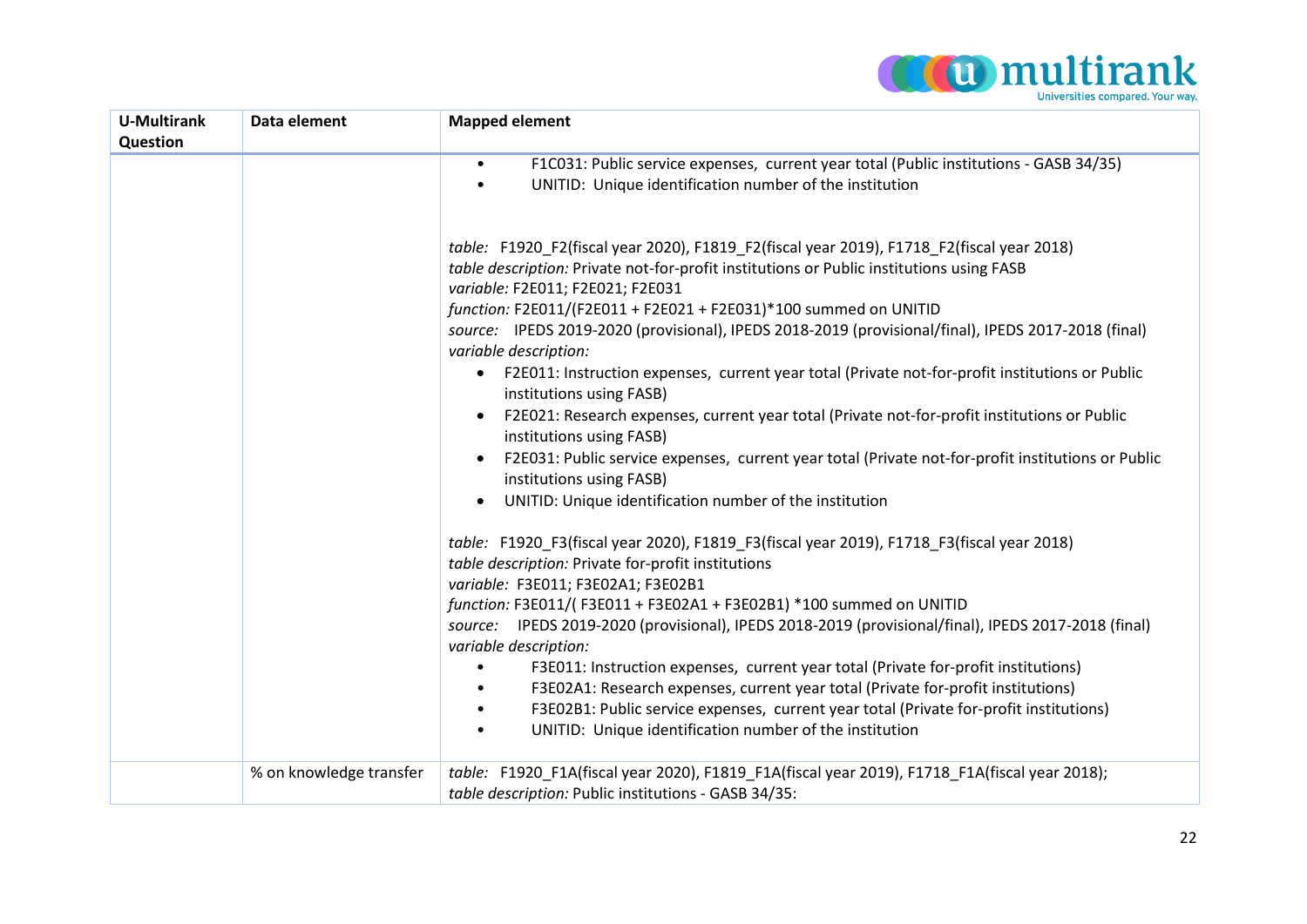| U-Multirank Question | Data element | Mapped element |
|---|---|---|
| | | • F1C031: Public service expenses, current year total (Public institutions - GASB 34/35)<br>• UNITID: Unique identification number of the institution<br><br>*table:* F1920_F2(fiscal year 2020), F1819_F2(fiscal year 2019), F1718_F2(fiscal year 2018)<br>*table description:* Private not-for-profit institutions or Public institutions using FASB<br>*variable:* F2E011; F2E021; F2E031<br>*function:* F2E011/(F2E011 + F2E021 + F2E031)*100 summed on UNITID<br>*source:* IPEDS 2019-2020 (provisional), IPEDS 2018-2019 (provisional/final), IPEDS 2017-2018 (final)<br>*variable description:*<br>• F2E011: Instruction expenses, current year total (Private not-for-profit institutions or Public institutions using FASB)<br>• F2E021: Research expenses, current year total (Private not-for-profit institutions or Public institutions using FASB)<br>• F2E031: Public service expenses, current year total (Private not-for-profit institutions or Public institutions using FASB)<br>• UNITID: Unique identification number of the institution<br><br>*table:* F1920_F3(fiscal year 2020), F1819_F3(fiscal year 2019), F1718_F3(fiscal year 2018)<br>*table description:* Private for-profit institutions<br>*variable:* F3E011; F3E02A1; F3E02B1<br>*function:* F3E011/( F3E011 + F3E02A1 + F3E02B1) *100 summed on UNITID<br>*source:* IPEDS 2019-2020 (provisional), IPEDS 2018-2019 (provisional/final), IPEDS 2017-2018 (final)<br>*variable description:*<br>• F3E011: Instruction expenses, current year total (Private for-profit institutions)<br>• F3E02A1: Research expenses, current year total (Private for-profit institutions)<br>• F3E02B1: Public service expenses, current year total (Private for-profit institutions)<br>• UNITID: Unique identification number of the institution |
| | % on knowledge transfer | *table:* F1920_F1A(fiscal year 2020), F1819_F1A(fiscal year 2019), F1718_F1A(fiscal year 2018);<br>*table description:* Public institutions - GASB 34/35: |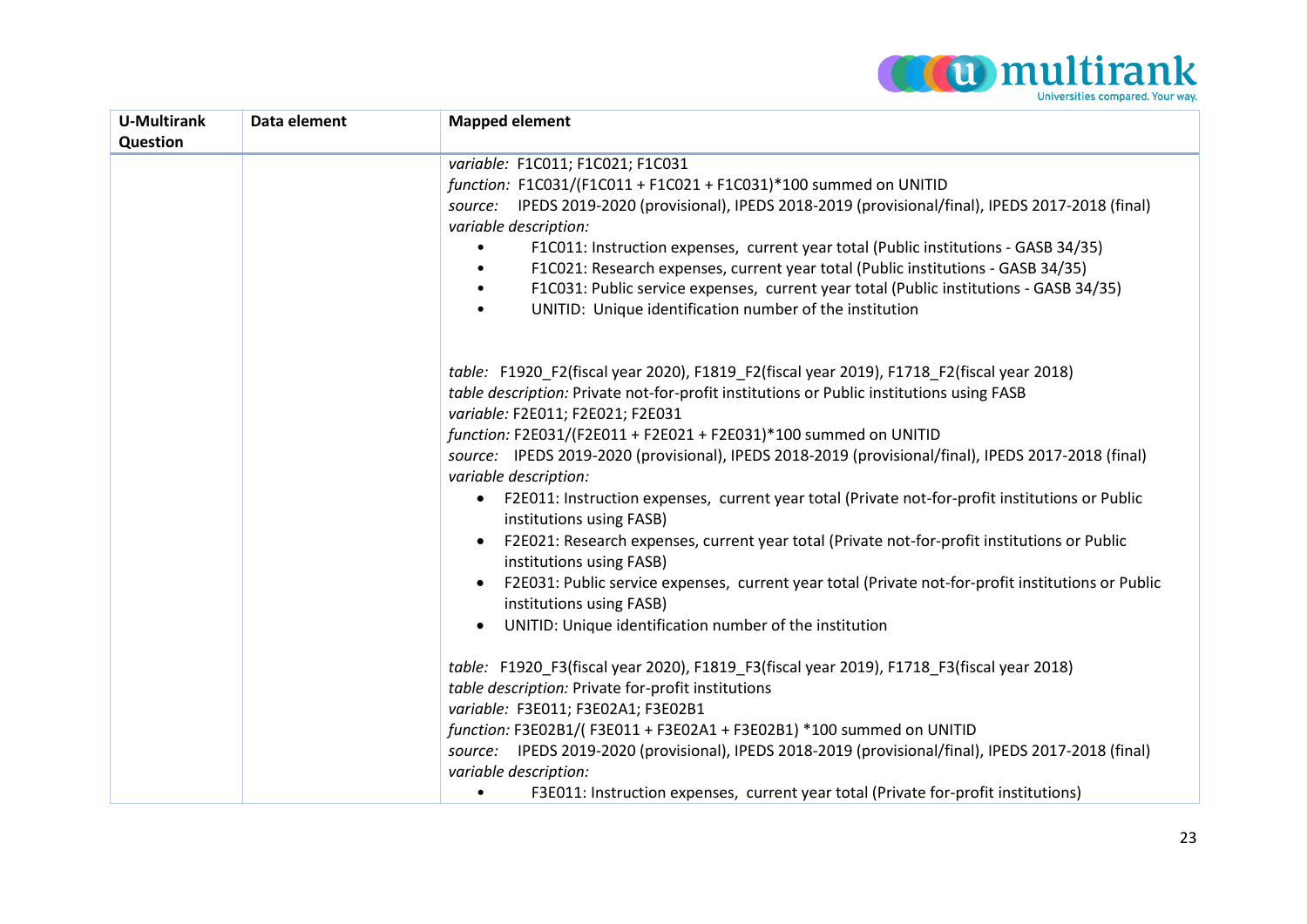| U-Multirank Question | Data element | Mapped element |
| --- | --- | --- |
| | | *variable:* F1C011; F1C021; F1C031<br>*function:* F1C031/(F1C011 + F1C021 + F1C031)*100 summed on UNITID<br>*source:* IPEDS 2019-2020 (provisional), IPEDS 2018-2019 (provisional/final), IPEDS 2017-2018 (final)<br>*variable description:*<br>• F1C011: Instruction expenses, current year total (Public institutions - GASB 34/35)<br>• F1C021: Research expenses, current year total (Public institutions - GASB 34/35)<br>• F1C031: Public service expenses, current year total (Public institutions - GASB 34/35)<br>• UNITID: Unique identification number of the institution<br><br>*table:* F1920_F2(fiscal year 2020), F1819_F2(fiscal year 2019), F1718_F2(fiscal year 2018)<br>*table description:* Private not-for-profit institutions or Public institutions using FASB<br>*variable:* F2E011; F2E021; F2E031<br>*function:* F2E031/(F2E011 + F2E021 + F2E031)*100 summed on UNITID<br>*source:* IPEDS 2019-2020 (provisional), IPEDS 2018-2019 (provisional/final), IPEDS 2017-2018 (final)<br>*variable description:*<br>• F2E011: Instruction expenses, current year total (Private not-for-profit institutions or Public institutions using FASB)<br>• F2E021: Research expenses, current year total (Private not-for-profit institutions or Public institutions using FASB)<br>• F2E031: Public service expenses, current year total (Private not-for-profit institutions or Public institutions using FASB)<br>• UNITID: Unique identification number of the institution<br><br>*table:* F1920_F3(fiscal year 2020), F1819_F3(fiscal year 2019), F1718_F3(fiscal year 2018)<br>*table description:* Private for-profit institutions<br>*variable:* F3E011; F3E02A1; F3E02B1<br>*function:* F3E02B1/( F3E011 + F3E02A1 + F3E02B1) *100 summed on UNITID<br>*source:* IPEDS 2019-2020 (provisional), IPEDS 2018-2019 (provisional/final), IPEDS 2017-2018 (final)<br>*variable description:*<br>• F3E011: Instruction expenses, current year total (Private for-profit institutions) |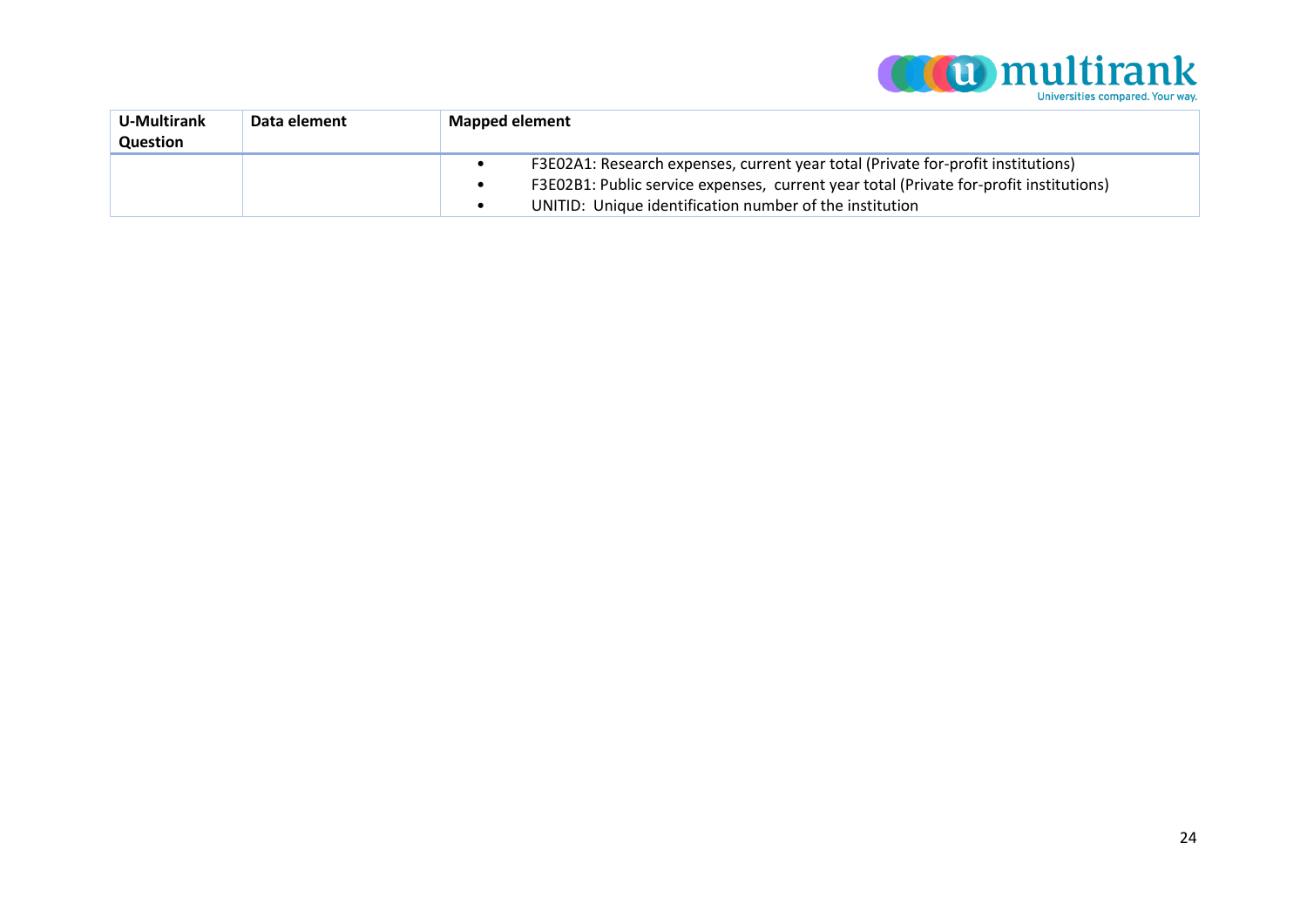| U-Multirank Question | Data element | Mapped element |
|---|---|---|
| | | • F3E02A1: Research expenses, current year total (Private for-profit institutions)<br>• F3E02B1: Public service expenses, current year total (Private for-profit institutions)<br>• UNITID: Unique identification number of the institution |